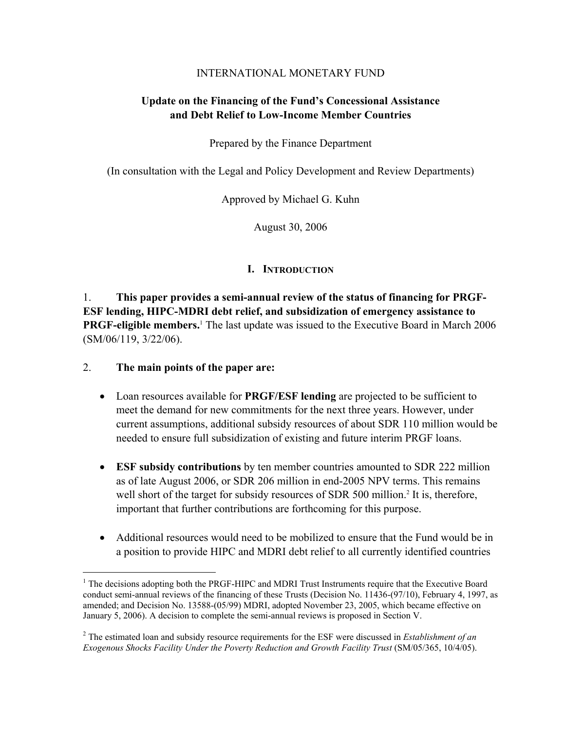INTERNATIONAL MONETARY FUND

# Update on the Financing of the Fund's Concessional Assistance and Debt Relief to Low-Income Member Countries

Prepared by the Finance Department

(In consultation with the Legal and Policy Development and Review Departments)

Approved by Michael G. Kuhn

August 30, 2006

## I. Introduction

1. **This paper provides a semi-annual review of the status of financing for PRGF-ESF lending, HIPC-MDRI debt relief, and subsidization of emergency assistance to PRGF-eligible members.**[1] The last update was issued to the Executive Board in March 2006 (SM/06/119, 3/22/06).

2. **The main points of the paper are:**

- Loan resources available for **PRGF/ESF lending** are projected to be sufficient to meet the demand for new commitments for the next three years. However, under current assumptions, additional subsidy resources of about SDR 110 million would be needed to ensure full subsidization of existing and future interim PRGF loans.

- **ESF subsidy contributions** by ten member countries amounted to SDR 222 million as of late August 2006, or SDR 206 million in end-2005 NPV terms. This remains well short of the target for subsidy resources of SDR 500 million.[2] It is, therefore, important that further contributions are forthcoming for this purpose.

- Additional resources would need to be mobilized to ensure that the Fund would be in a position to provide HIPC and MDRI debt relief to all currently identified countries

---

[1] The decisions adopting both the PRGF-HIPC and MDRI Trust Instruments require that the Executive Board conduct semi-annual reviews of the financing of these Trusts (Decision No. 11436-(97/10), February 4, 1997, as amended; and Decision No. 13588-(05/99) MDRI, adopted November 23, 2005, which became effective on January 5, 2006). A decision to complete the semi-annual reviews is proposed in Section V.

[2] The estimated loan and subsidy resource requirements for the ESF were discussed in *Establishment of an Exogenous Shocks Facility Under the Poverty Reduction and Growth Facility Trust* (SM/05/365, 10/4/05).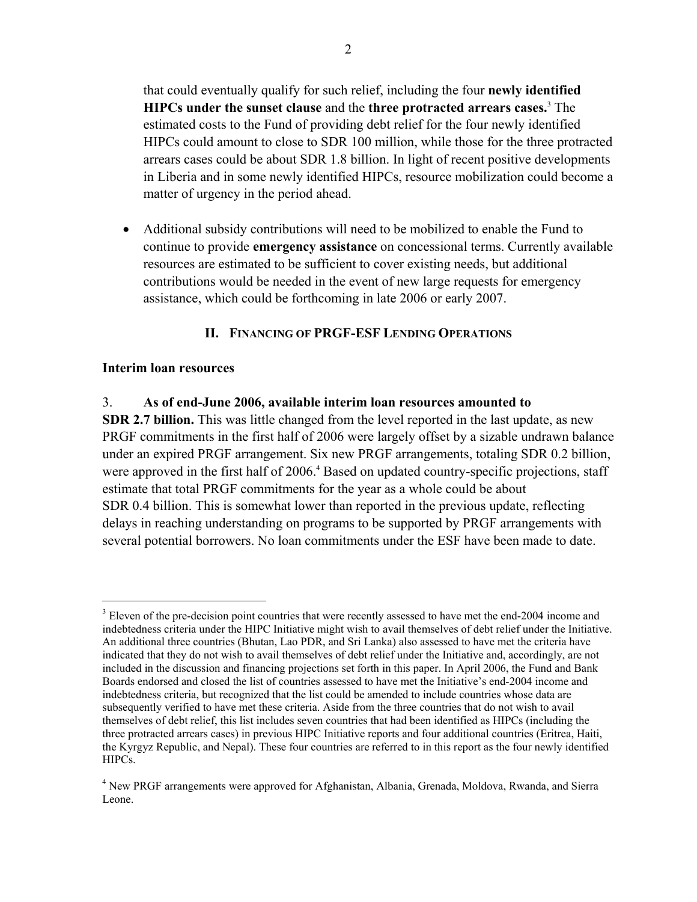that could eventually qualify for such relief, including the four **newly identified HIPCs under the sunset clause** and the **three protracted arrears cases.**[3] The estimated costs to the Fund of providing debt relief for the four newly identified HIPCs could amount to close to SDR 100 million, while those for the three protracted arrears cases could be about SDR 1.8 billion. In light of recent positive developments in Liberia and in some newly identified HIPCs, resource mobilization could become a matter of urgency in the period ahead.

- Additional subsidy contributions will need to be mobilized to enable the Fund to continue to provide **emergency assistance** on concessional terms. Currently available resources are estimated to be sufficient to cover existing needs, but additional contributions would be needed in the event of new large requests for emergency assistance, which could be forthcoming in late 2006 or early 2007.

## II. Financing of PRGF-ESF Lending Operations

### Interim loan resources

3. **As of end-June 2006, available interim loan resources amounted to SDR 2.7 billion.** This was little changed from the level reported in the last update, as new PRGF commitments in the first half of 2006 were largely offset by a sizable undrawn balance under an expired PRGF arrangement. Six new PRGF arrangements, totaling SDR 0.2 billion, were approved in the first half of 2006.[4] Based on updated country-specific projections, staff estimate that total PRGF commitments for the year as a whole could be about SDR 0.4 billion. This is somewhat lower than reported in the previous update, reflecting delays in reaching understanding on programs to be supported by PRGF arrangements with several potential borrowers. No loan commitments under the ESF have been made to date.

---

[3] Eleven of the pre-decision point countries that were recently assessed to have met the end-2004 income and indebtedness criteria under the HIPC Initiative might wish to avail themselves of debt relief under the Initiative. An additional three countries (Bhutan, Lao PDR, and Sri Lanka) also assessed to have met the criteria have indicated that they do not wish to avail themselves of debt relief under the Initiative and, accordingly, are not included in the discussion and financing projections set forth in this paper. In April 2006, the Fund and Bank Boards endorsed and closed the list of countries assessed to have met the Initiative's end-2004 income and indebtedness criteria, but recognized that the list could be amended to include countries whose data are subsequently verified to have met these criteria. Aside from the three countries that do not wish to avail themselves of debt relief, this list includes seven countries that had been identified as HIPCs (including the three protracted arrears cases) in previous HIPC Initiative reports and four additional countries (Eritrea, Haiti, the Kyrgyz Republic, and Nepal). These four countries are referred to in this report as the four newly identified HIPCs.

[4] New PRGF arrangements were approved for Afghanistan, Albania, Grenada, Moldova, Rwanda, and Sierra Leone.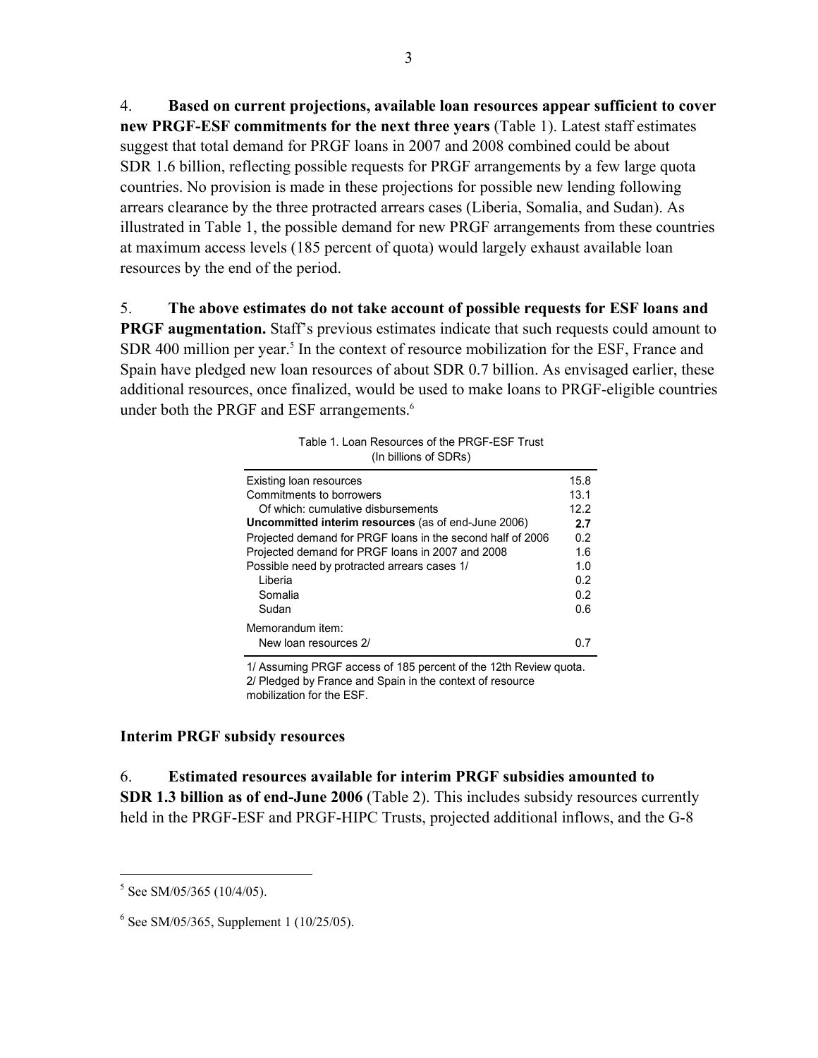4. **Based on current projections, available loan resources appear sufficient to cover new PRGF-ESF commitments for the next three years** (Table 1). Latest staff estimates suggest that total demand for PRGF loans in 2007 and 2008 combined could be about SDR 1.6 billion, reflecting possible requests for PRGF arrangements by a few large quota countries. No provision is made in these projections for possible new lending following arrears clearance by the three protracted arrears cases (Liberia, Somalia, and Sudan). As illustrated in Table 1, the possible demand for new PRGF arrangements from these countries at maximum access levels (185 percent of quota) would largely exhaust available loan resources by the end of the period.

5. **The above estimates do not take account of possible requests for ESF loans and PRGF augmentation.** Staff's previous estimates indicate that such requests could amount to SDR 400 million per year.[5] In the context of resource mobilization for the ESF, France and Spain have pledged new loan resources of about SDR 0.7 billion. As envisaged earlier, these additional resources, once finalized, would be used to make loans to PRGF-eligible countries under both the PRGF and ESF arrangements.[6]

Table 1. Loan Resources of the PRGF-ESF Trust
(In billions of SDRs)

| | |
|---|---|
| Existing loan resources | 15.8 |
| Commitments to borrowers | 13.1 |
| Of which: cumulative disbursements | 12.2 |
| **Uncommitted interim resources** (as of end-June 2006) | **2.7** |
| Projected demand for PRGF loans in the second half of 2006 | 0.2 |
| Projected demand for PRGF loans in 2007 and 2008 | 1.6 |
| Possible need by protracted arrears cases 1/ | 1.0 |
| Liberia | 0.2 |
| Somalia | 0.2 |
| Sudan | 0.6 |
| Memorandum item: | |
| New loan resources 2/ | 0.7 |

1/ Assuming PRGF access of 185 percent of the 12th Review quota.
2/ Pledged by France and Spain in the context of resource mobilization for the ESF.

### Interim PRGF subsidy resources

6. **Estimated resources available for interim PRGF subsidies amounted to SDR 1.3 billion as of end-June 2006** (Table 2). This includes subsidy resources currently held in the PRGF-ESF and PRGF-HIPC Trusts, projected additional inflows, and the G-8

[5] See SM/05/365 (10/4/05).

[6] See SM/05/365, Supplement 1 (10/25/05).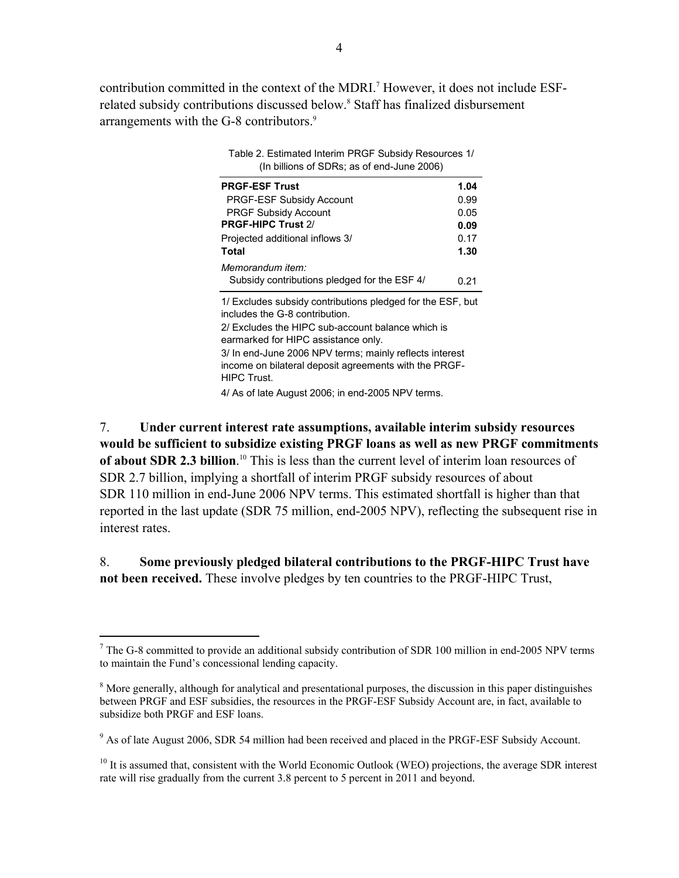contribution committed in the context of the MDRI.[7] However, it does not include ESF-related subsidy contributions discussed below.[8] Staff has finalized disbursement arrangements with the G-8 contributors.[9]

Table 2. Estimated Interim PRGF Subsidy Resources 1/
(In billions of SDRs; as of end-June 2006)

| | |
|---|---|
| **PRGF-ESF Trust** | **1.04** |
| PRGF-ESF Subsidy Account | 0.99 |
| PRGF Subsidy Account | 0.05 |
| **PRGF-HIPC Trust** 2/ | **0.09** |
| Projected additional inflows 3/ | 0.17 |
| **Total** | **1.30** |
| *Memorandum item:* | |
| Subsidy contributions pledged for the ESF 4/ | 0.21 |

1/ Excludes subsidy contributions pledged for the ESF, but includes the G-8 contribution.
2/ Excludes the HIPC sub-account balance which is earmarked for HIPC assistance only.
3/ In end-June 2006 NPV terms; mainly reflects interest income on bilateral deposit agreements with the PRGF-HIPC Trust.
4/ As of late August 2006; in end-2005 NPV terms.

7. **Under current interest rate assumptions, available interim subsidy resources would be sufficient to subsidize existing PRGF loans as well as new PRGF commitments of about SDR 2.3 billion**.[10] This is less than the current level of interim loan resources of SDR 2.7 billion, implying a shortfall of interim PRGF subsidy resources of about SDR 110 million in end-June 2006 NPV terms. This estimated shortfall is higher than that reported in the last update (SDR 75 million, end-2005 NPV), reflecting the subsequent rise in interest rates.

8. **Some previously pledged bilateral contributions to the PRGF-HIPC Trust have not been received.** These involve pledges by ten countries to the PRGF-HIPC Trust,

---

[7] The G-8 committed to provide an additional subsidy contribution of SDR 100 million in end-2005 NPV terms to maintain the Fund's concessional lending capacity.

[8] More generally, although for analytical and presentational purposes, the discussion in this paper distinguishes between PRGF and ESF subsidies, the resources in the PRGF-ESF Subsidy Account are, in fact, available to subsidize both PRGF and ESF loans.

[9] As of late August 2006, SDR 54 million had been received and placed in the PRGF-ESF Subsidy Account.

[10] It is assumed that, consistent with the World Economic Outlook (WEO) projections, the average SDR interest rate will rise gradually from the current 3.8 percent to 5 percent in 2011 and beyond.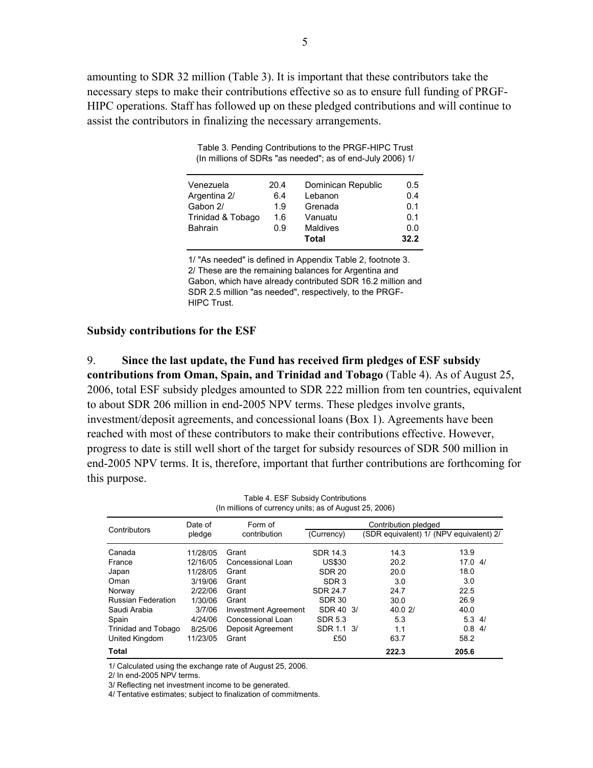amounting to SDR 32 million (Table 3). It is important that these contributors take the necessary steps to make their contributions effective so as to ensure full funding of PRGF-HIPC operations. Staff has followed up on these pledged contributions and will continue to assist the contributors in finalizing the necessary arrangements.

Table 3. Pending Contributions to the PRGF-HIPC Trust
(In millions of SDRs "as needed"; as of end-July 2006) 1/

| | | | |
|---|---|---|---|
| Venezuela | 20.4 | Dominican Republic | 0.5 |
| Argentina 2/ | 6.4 | Lebanon | 0.4 |
| Gabon 2/ | 1.9 | Grenada | 0.1 |
| Trinidad & Tobago | 1.6 | Vanuatu | 0.1 |
| Bahrain | 0.9 | Maldives | 0.0 |
| | | **Total** | **32.2** |

1/ "As needed" is defined in Appendix Table 2, footnote 3.
2/ These are the remaining balances for Argentina and Gabon, which have already contributed SDR 16.2 million and SDR 2.5 million "as needed", respectively, to the PRGF-HIPC Trust.

### Subsidy contributions for the ESF

9. **Since the last update, the Fund has received firm pledges of ESF subsidy contributions from Oman, Spain, and Trinidad and Tobago** (Table 4). As of August 25, 2006, total ESF subsidy pledges amounted to SDR 222 million from ten countries, equivalent to about SDR 206 million in end-2005 NPV terms. These pledges involve grants, investment/deposit agreements, and concessional loans (Box 1). Agreements have been reached with most of these contributors to make their contributions effective. However, progress to date is still well short of the target for subsidy resources of SDR 500 million in end-2005 NPV terms. It is, therefore, important that further contributions are forthcoming for this purpose.

Table 4. ESF Subsidy Contributions
(In millions of currency units; as of August 25, 2006)

| Contributors | Date of pledge | Form of contribution | Contribution pledged | | |
|---|---|---|---|---|---|
| | | | (Currency) | (SDR equivalent) 1/ | (NPV equivalent) 2/ |
| Canada | 11/28/05 | Grant | SDR 14.3 | 14.3 | 13.9 |
| France | 12/16/05 | Concessional Loan | US$30 | 20.2 | 17.0 4/ |
| Japan | 11/28/05 | Grant | SDR 20 | 20.0 | 18.0 |
| Oman | 3/19/06 | Grant | SDR 3 | 3.0 | 3.0 |
| Norway | 2/22/06 | Grant | SDR 24.7 | 24.7 | 22.5 |
| Russian Federation | 1/30/06 | Grant | SDR 30 | 30.0 | 26.9 |
| Saudi Arabia | 3/7/06 | Investment Agreement | SDR 40 3/ | 40.0 2/ | 40.0 |
| Spain | 4/24/06 | Concessional Loan | SDR 5.3 | 5.3 | 5.3 4/ |
| Trinidad and Tobago | 8/25/06 | Deposit Agreement | SDR 1.1 3/ | 1.1 | 0.8 4/ |
| United Kingdom | 11/23/05 | Grant | £50 | 63.7 | 58.2 |
| **Total** | | | | **222.3** | **205.6** |

1/ Calculated using the exchange rate of August 25, 2006.
2/ In end-2005 NPV terms.
3/ Reflecting net investment income to be generated.
4/ Tentative estimates; subject to finalization of commitments.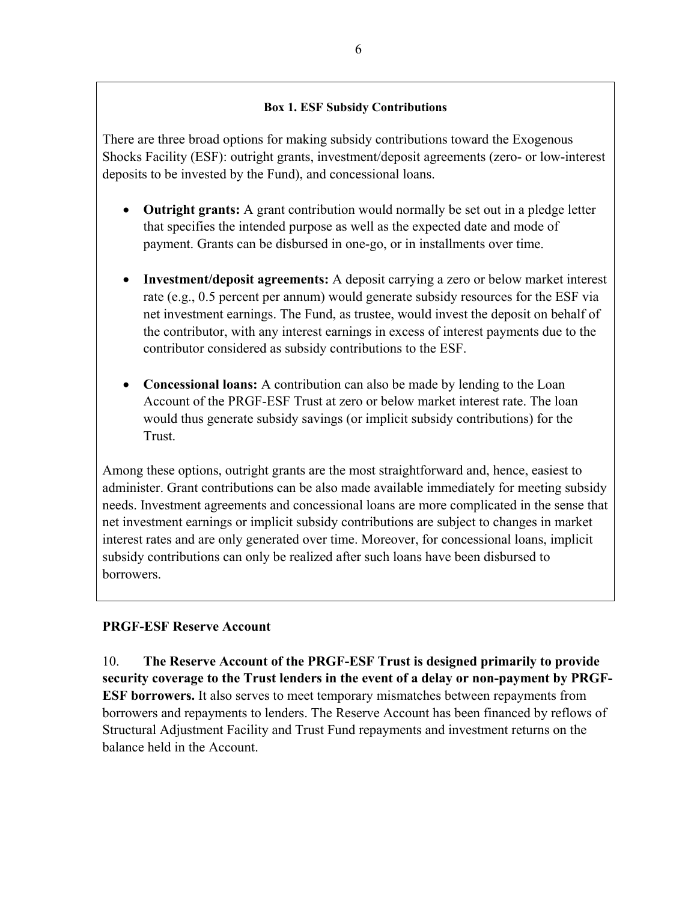**Box 1. ESF Subsidy Contributions**

There are three broad options for making subsidy contributions toward the Exogenous Shocks Facility (ESF): outright grants, investment/deposit agreements (zero- or low-interest deposits to be invested by the Fund), and concessional loans.

- **Outright grants:** A grant contribution would normally be set out in a pledge letter that specifies the intended purpose as well as the expected date and mode of payment. Grants can be disbursed in one-go, or in installments over time.

- **Investment/deposit agreements:** A deposit carrying a zero or below market interest rate (e.g., 0.5 percent per annum) would generate subsidy resources for the ESF via net investment earnings. The Fund, as trustee, would invest the deposit on behalf of the contributor, with any interest earnings in excess of interest payments due to the contributor considered as subsidy contributions to the ESF.

- **Concessional loans:** A contribution can also be made by lending to the Loan Account of the PRGF-ESF Trust at zero or below market interest rate. The loan would thus generate subsidy savings (or implicit subsidy contributions) for the Trust.

Among these options, outright grants are the most straightforward and, hence, easiest to administer. Grant contributions can be also made available immediately for meeting subsidy needs. Investment agreements and concessional loans are more complicated in the sense that net investment earnings or implicit subsidy contributions are subject to changes in market interest rates and are only generated over time. Moreover, for concessional loans, implicit subsidy contributions can only be realized after such loans have been disbursed to borrowers.

### PRGF-ESF Reserve Account

10. **The Reserve Account of the PRGF-ESF Trust is designed primarily to provide security coverage to the Trust lenders in the event of a delay or non-payment by PRGF-ESF borrowers.** It also serves to meet temporary mismatches between repayments from borrowers and repayments to lenders. The Reserve Account has been financed by reflows of Structural Adjustment Facility and Trust Fund repayments and investment returns on the balance held in the Account.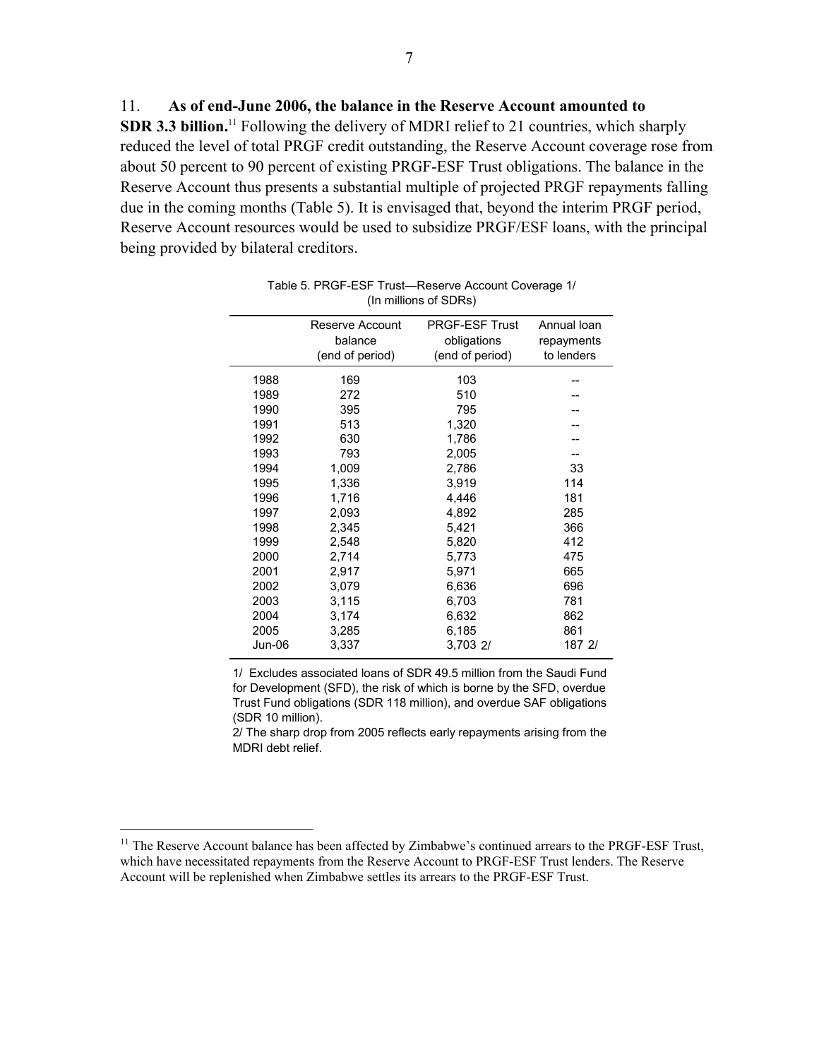11. **As of end-June 2006, the balance in the Reserve Account amounted to SDR 3.3 billion.**[11] Following the delivery of MDRI relief to 21 countries, which sharply reduced the level of total PRGF credit outstanding, the Reserve Account coverage rose from about 50 percent to 90 percent of existing PRGF-ESF Trust obligations. The balance in the Reserve Account thus presents a substantial multiple of projected PRGF repayments falling due in the coming months (Table 5). It is envisaged that, beyond the interim PRGF period, Reserve Account resources would be used to subsidize PRGF/ESF loans, with the principal being provided by bilateral creditors.

Table 5. PRGF-ESF Trust—Reserve Account Coverage 1/
(In millions of SDRs)

| | Reserve Account balance (end of period) | PRGF-ESF Trust obligations (end of period) | Annual loan repayments to lenders |
|---|---|---|---|
| 1988 | 169 | 103 | -- |
| 1989 | 272 | 510 | -- |
| 1990 | 395 | 795 | -- |
| 1991 | 513 | 1,320 | -- |
| 1992 | 630 | 1,786 | -- |
| 1993 | 793 | 2,005 | -- |
| 1994 | 1,009 | 2,786 | 33 |
| 1995 | 1,336 | 3,919 | 114 |
| 1996 | 1,716 | 4,446 | 181 |
| 1997 | 2,093 | 4,892 | 285 |
| 1998 | 2,345 | 5,421 | 366 |
| 1999 | 2,548 | 5,820 | 412 |
| 2000 | 2,714 | 5,773 | 475 |
| 2001 | 2,917 | 5,971 | 665 |
| 2002 | 3,079 | 6,636 | 696 |
| 2003 | 3,115 | 6,703 | 781 |
| 2004 | 3,174 | 6,632 | 862 |
| 2005 | 3,285 | 6,185 | 861 |
| Jun-06 | 3,337 | 3,703 2/ | 187 2/ |

1/ Excludes associated loans of SDR 49.5 million from the Saudi Fund for Development (SFD), the risk of which is borne by the SFD, overdue Trust Fund obligations (SDR 118 million), and overdue SAF obligations (SDR 10 million).

2/ The sharp drop from 2005 reflects early repayments arising from the MDRI debt relief.

[11] The Reserve Account balance has been affected by Zimbabwe's continued arrears to the PRGF-ESF Trust, which have necessitated repayments from the Reserve Account to PRGF-ESF Trust lenders. The Reserve Account will be replenished when Zimbabwe settles its arrears to the PRGF-ESF Trust.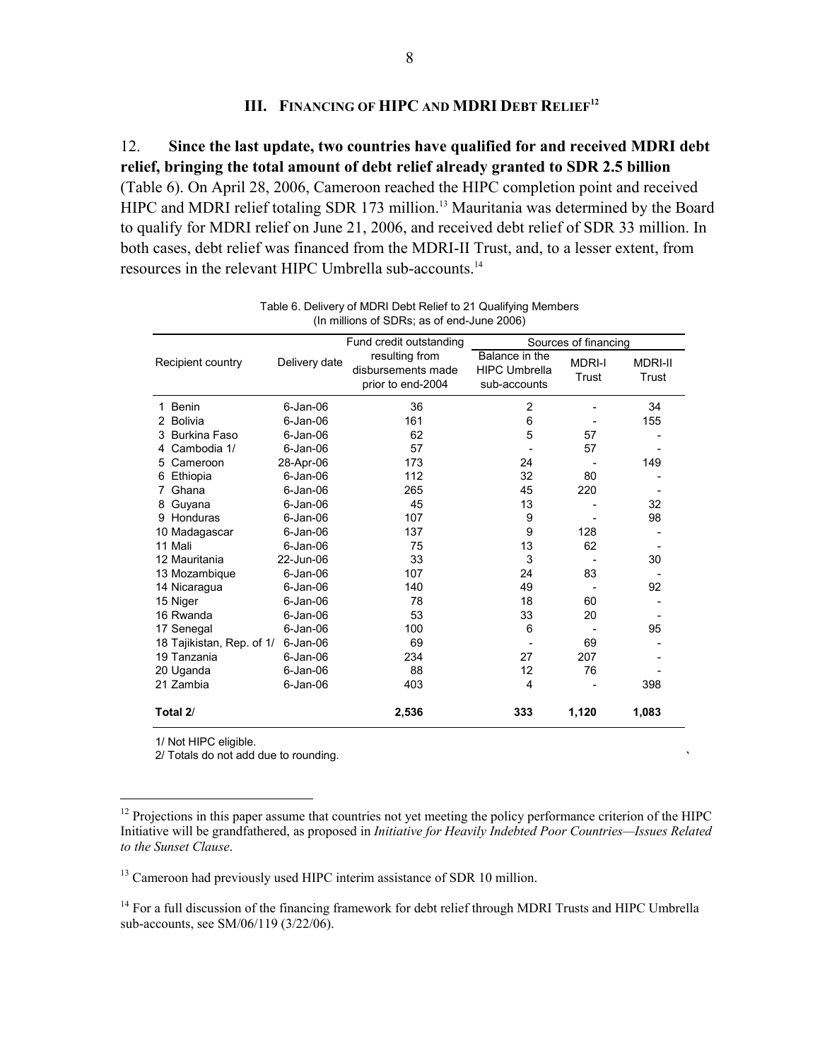## III. Financing of HIPC and MDRI Debt Relief[12]

12. **Since the last update, two countries have qualified for and received MDRI debt relief, bringing the total amount of debt relief already granted to SDR 2.5 billion** (Table 6). On April 28, 2006, Cameroon reached the HIPC completion point and received HIPC and MDRI relief totaling SDR 173 million.[13] Mauritania was determined by the Board to qualify for MDRI relief on June 21, 2006, and received debt relief of SDR 33 million. In both cases, debt relief was financed from the MDRI-II Trust, and, to a lesser extent, from resources in the relevant HIPC Umbrella sub-accounts.[14]

Table 6. Delivery of MDRI Debt Relief to 21 Qualifying Members
(In millions of SDRs; as of end-June 2006)

| Recipient country | Delivery date | Fund credit outstanding resulting from disbursements made prior to end-2004 | Sources of financing | | |
|---|---|---|---|---|---|
| | | | Balance in the HIPC Umbrella sub-accounts | MDRI-I Trust | MDRI-II Trust |
| 1 Benin | 6-Jan-06 | 36 | 2 | - | 34 |
| 2 Bolivia | 6-Jan-06 | 161 | 6 | - | 155 |
| 3 Burkina Faso | 6-Jan-06 | 62 | 5 | 57 | - |
| 4 Cambodia 1/ | 6-Jan-06 | 57 | - | 57 | - |
| 5 Cameroon | 28-Apr-06 | 173 | 24 | - | 149 |
| 6 Ethiopia | 6-Jan-06 | 112 | 32 | 80 | - |
| 7 Ghana | 6-Jan-06 | 265 | 45 | 220 | - |
| 8 Guyana | 6-Jan-06 | 45 | 13 | - | 32 |
| 9 Honduras | 6-Jan-06 | 107 | 9 | - | 98 |
| 10 Madagascar | 6-Jan-06 | 137 | 9 | 128 | - |
| 11 Mali | 6-Jan-06 | 75 | 13 | 62 | - |
| 12 Mauritania | 22-Jun-06 | 33 | 3 | - | 30 |
| 13 Mozambique | 6-Jan-06 | 107 | 24 | 83 | - |
| 14 Nicaragua | 6-Jan-06 | 140 | 49 | - | 92 |
| 15 Niger | 6-Jan-06 | 78 | 18 | 60 | - |
| 16 Rwanda | 6-Jan-06 | 53 | 33 | 20 | - |
| 17 Senegal | 6-Jan-06 | 100 | 6 | - | 95 |
| 18 Tajikistan, Rep. of 1/ | 6-Jan-06 | 69 | - | 69 | - |
| 19 Tanzania | 6-Jan-06 | 234 | 27 | 207 | - |
| 20 Uganda | 6-Jan-06 | 88 | 12 | 76 | - |
| 21 Zambia | 6-Jan-06 | 403 | 4 | - | 398 |
| **Total 2/** | | **2,536** | **333** | **1,120** | **1,083** |

1/ Not HIPC eligible.
2/ Totals do not add due to rounding.

[12] Projections in this paper assume that countries not yet meeting the policy performance criterion of the HIPC Initiative will be grandfathered, as proposed in *Initiative for Heavily Indebted Poor Countries—Issues Related to the Sunset Clause*.

[13] Cameroon had previously used HIPC interim assistance of SDR 10 million.

[14] For a full discussion of the financing framework for debt relief through MDRI Trusts and HIPC Umbrella sub-accounts, see SM/06/119 (3/22/06).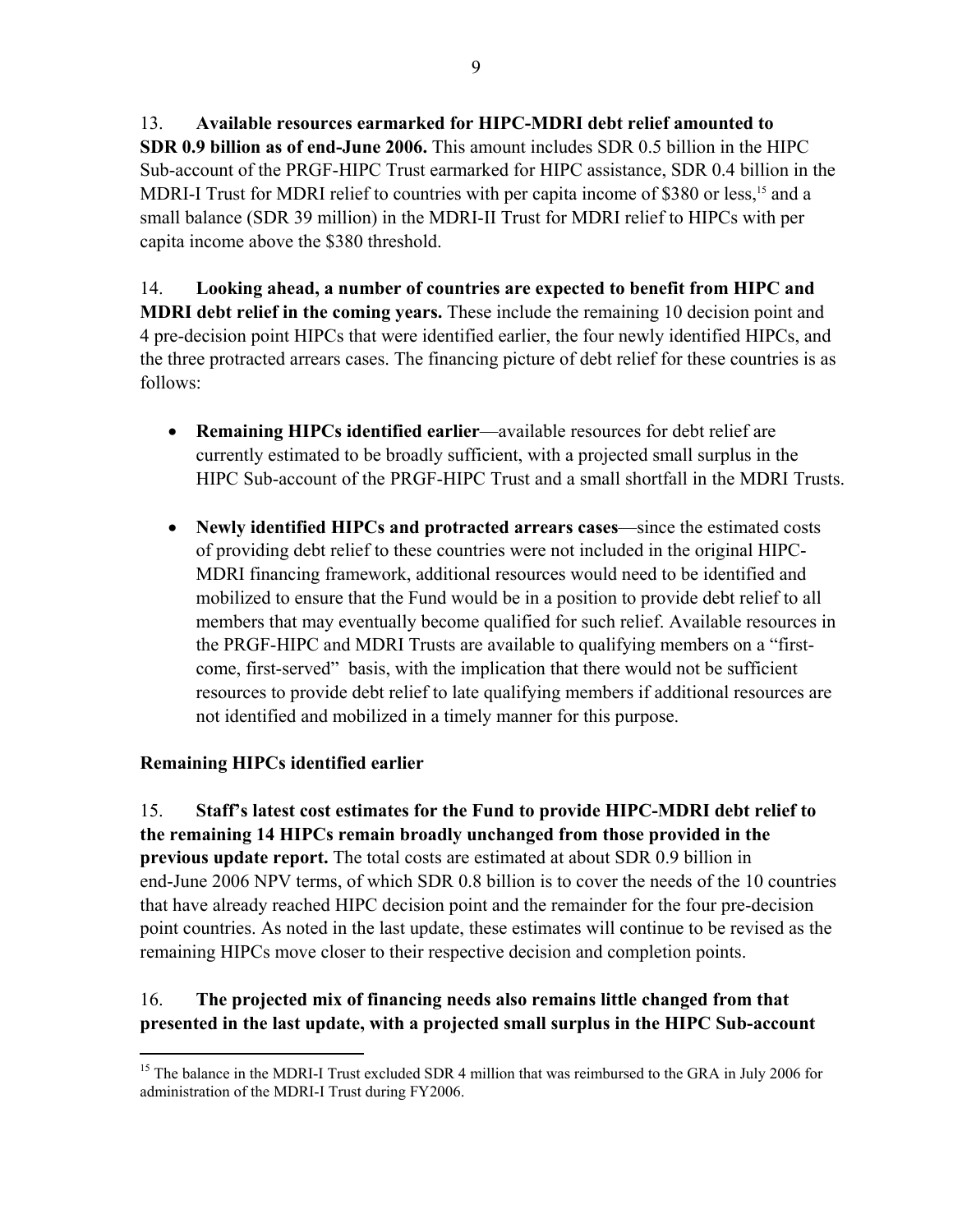13. **Available resources earmarked for HIPC-MDRI debt relief amounted to SDR 0.9 billion as of end-June 2006.** This amount includes SDR 0.5 billion in the HIPC Sub-account of the PRGF-HIPC Trust earmarked for HIPC assistance, SDR 0.4 billion in the MDRI-I Trust for MDRI relief to countries with per capita income of $380 or less,[15] and a small balance (SDR 39 million) in the MDRI-II Trust for MDRI relief to HIPCs with per capita income above the $380 threshold.

14. **Looking ahead, a number of countries are expected to benefit from HIPC and MDRI debt relief in the coming years.** These include the remaining 10 decision point and 4 pre-decision point HIPCs that were identified earlier, the four newly identified HIPCs, and the three protracted arrears cases. The financing picture of debt relief for these countries is as follows:

- **Remaining HIPCs identified earlier**—available resources for debt relief are currently estimated to be broadly sufficient, with a projected small surplus in the HIPC Sub-account of the PRGF-HIPC Trust and a small shortfall in the MDRI Trusts.

- **Newly identified HIPCs and protracted arrears cases**—since the estimated costs of providing debt relief to these countries were not included in the original HIPC-MDRI financing framework, additional resources would need to be identified and mobilized to ensure that the Fund would be in a position to provide debt relief to all members that may eventually become qualified for such relief. Available resources in the PRGF-HIPC and MDRI Trusts are available to qualifying members on a "first-come, first-served" basis, with the implication that there would not be sufficient resources to provide debt relief to late qualifying members if additional resources are not identified and mobilized in a timely manner for this purpose.

### Remaining HIPCs identified earlier

15. **Staff's latest cost estimates for the Fund to provide HIPC-MDRI debt relief to the remaining 14 HIPCs remain broadly unchanged from those provided in the previous update report.** The total costs are estimated at about SDR 0.9 billion in end-June 2006 NPV terms, of which SDR 0.8 billion is to cover the needs of the 10 countries that have already reached HIPC decision point and the remainder for the four pre-decision point countries. As noted in the last update, these estimates will continue to be revised as the remaining HIPCs move closer to their respective decision and completion points.

16. **The projected mix of financing needs also remains little changed from that presented in the last update, with a projected small surplus in the HIPC Sub-account**

[15] The balance in the MDRI-I Trust excluded SDR 4 million that was reimbursed to the GRA in July 2006 for administration of the MDRI-I Trust during FY2006.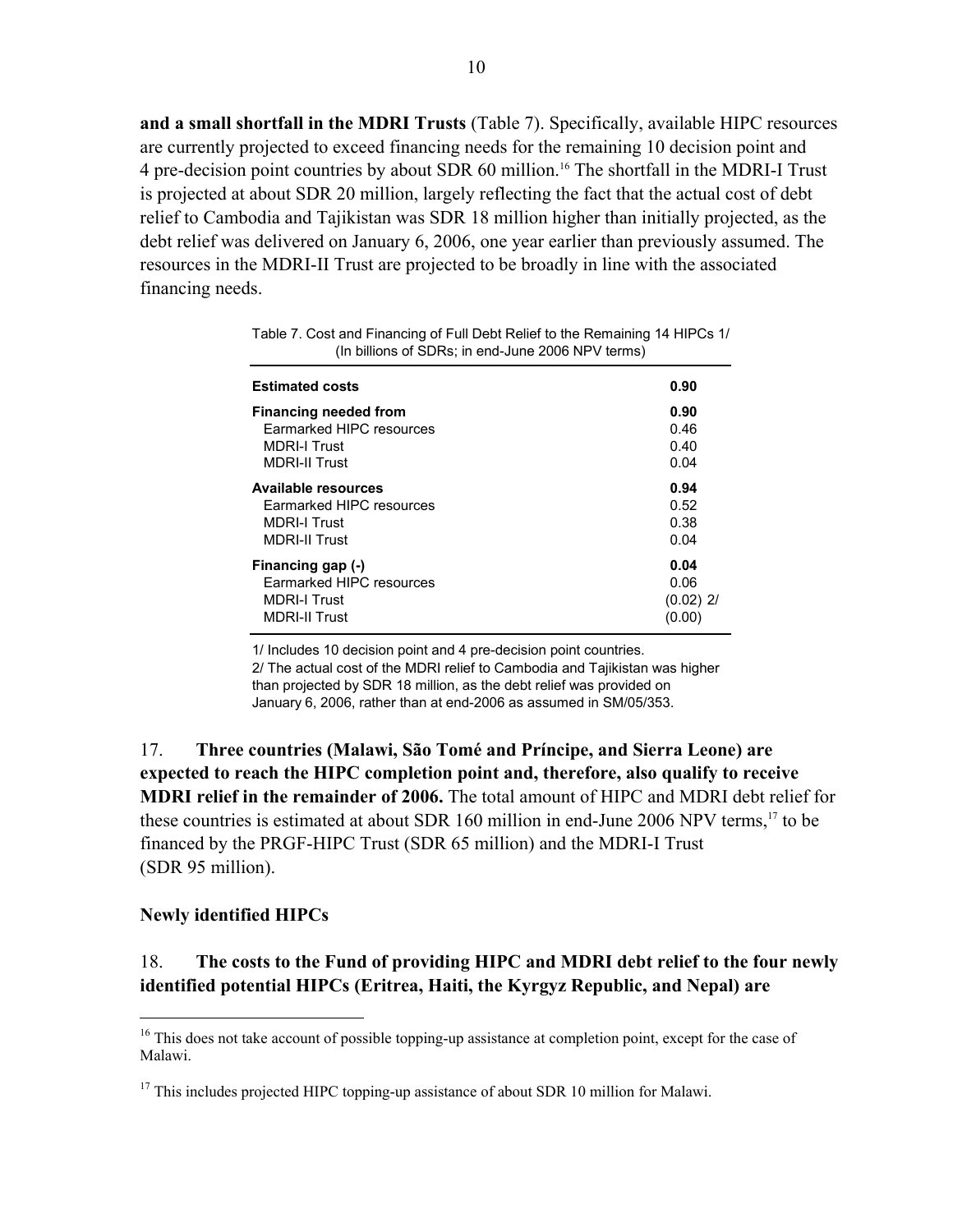**and a small shortfall in the MDRI Trusts** (Table 7). Specifically, available HIPC resources are currently projected to exceed financing needs for the remaining 10 decision point and 4 pre-decision point countries by about SDR 60 million.[16] The shortfall in the MDRI-I Trust is projected at about SDR 20 million, largely reflecting the fact that the actual cost of debt relief to Cambodia and Tajikistan was SDR 18 million higher than initially projected, as the debt relief was delivered on January 6, 2006, one year earlier than previously assumed. The resources in the MDRI-II Trust are projected to be broadly in line with the associated financing needs.

Table 7. Cost and Financing of Full Debt Relief to the Remaining 14 HIPCs 1/
(In billions of SDRs; in end-June 2006 NPV terms)

| | |
|---|---|
| **Estimated costs** | **0.90** |
| **Financing needed from** | **0.90** |
| Earmarked HIPC resources | 0.46 |
| MDRI-I Trust | 0.40 |
| MDRI-II Trust | 0.04 |
| **Available resources** | **0.94** |
| Earmarked HIPC resources | 0.52 |
| MDRI-I Trust | 0.38 |
| MDRI-II Trust | 0.04 |
| **Financing gap (-)** | **0.04** |
| Earmarked HIPC resources | 0.06 |
| MDRI-I Trust | (0.02) 2/ |
| MDRI-II Trust | (0.00) |

1/ Includes 10 decision point and 4 pre-decision point countries.
2/ The actual cost of the MDRI relief to Cambodia and Tajikistan was higher than projected by SDR 18 million, as the debt relief was provided on January 6, 2006, rather than at end-2006 as assumed in SM/05/353.

17. **Three countries (Malawi, São Tomé and Príncipe, and Sierra Leone) are expected to reach the HIPC completion point and, therefore, also qualify to receive MDRI relief in the remainder of 2006.** The total amount of HIPC and MDRI debt relief for these countries is estimated at about SDR 160 million in end-June 2006 NPV terms,[17] to be financed by the PRGF-HIPC Trust (SDR 65 million) and the MDRI-I Trust (SDR 95 million).

### Newly identified HIPCs

18. **The costs to the Fund of providing HIPC and MDRI debt relief to the four newly identified potential HIPCs (Eritrea, Haiti, the Kyrgyz Republic, and Nepal) are**

[16] This does not take account of possible topping-up assistance at completion point, except for the case of Malawi.

[17] This includes projected HIPC topping-up assistance of about SDR 10 million for Malawi.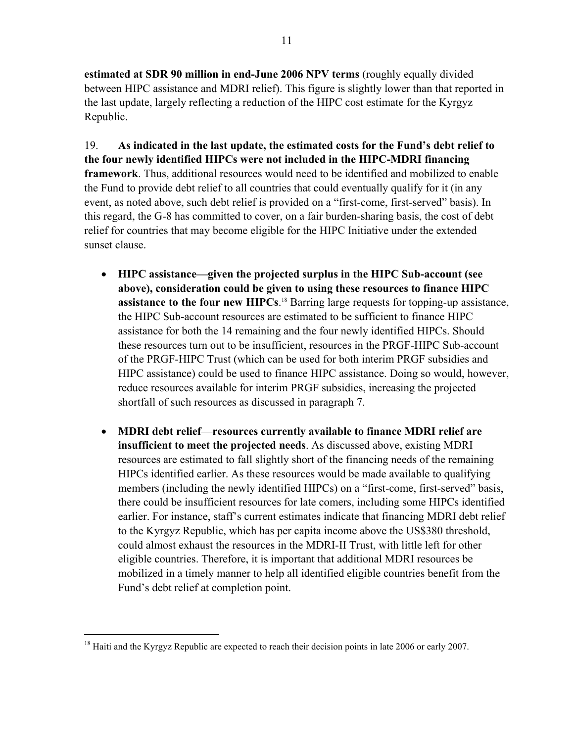**estimated at SDR 90 million in end-June 2006 NPV terms** (roughly equally divided between HIPC assistance and MDRI relief). This figure is slightly lower than that reported in the last update, largely reflecting a reduction of the HIPC cost estimate for the Kyrgyz Republic.

19. **As indicated in the last update, the estimated costs for the Fund's debt relief to the four newly identified HIPCs were not included in the HIPC-MDRI financing framework**. Thus, additional resources would need to be identified and mobilized to enable the Fund to provide debt relief to all countries that could eventually qualify for it (in any event, as noted above, such debt relief is provided on a "first-come, first-served" basis). In this regard, the G-8 has committed to cover, on a fair burden-sharing basis, the cost of debt relief for countries that may become eligible for the HIPC Initiative under the extended sunset clause.

- **HIPC assistance—given the projected surplus in the HIPC Sub-account (see above), consideration could be given to using these resources to finance HIPC assistance to the four new HIPCs**.[18] Barring large requests for topping-up assistance, the HIPC Sub-account resources are estimated to be sufficient to finance HIPC assistance for both the 14 remaining and the four newly identified HIPCs. Should these resources turn out to be insufficient, resources in the PRGF-HIPC Sub-account of the PRGF-HIPC Trust (which can be used for both interim PRGF subsidies and HIPC assistance) could be used to finance HIPC assistance. Doing so would, however, reduce resources available for interim PRGF subsidies, increasing the projected shortfall of such resources as discussed in paragraph 7.

- **MDRI debt relief**—**resources currently available to finance MDRI relief are insufficient to meet the projected needs**. As discussed above, existing MDRI resources are estimated to fall slightly short of the financing needs of the remaining HIPCs identified earlier. As these resources would be made available to qualifying members (including the newly identified HIPCs) on a "first-come, first-served" basis, there could be insufficient resources for late comers, including some HIPCs identified earlier. For instance, staff's current estimates indicate that financing MDRI debt relief to the Kyrgyz Republic, which has per capita income above the US$380 threshold, could almost exhaust the resources in the MDRI-II Trust, with little left for other eligible countries. Therefore, it is important that additional MDRI resources be mobilized in a timely manner to help all identified eligible countries benefit from the Fund's debt relief at completion point.

---

[18] Haiti and the Kyrgyz Republic are expected to reach their decision points in late 2006 or early 2007.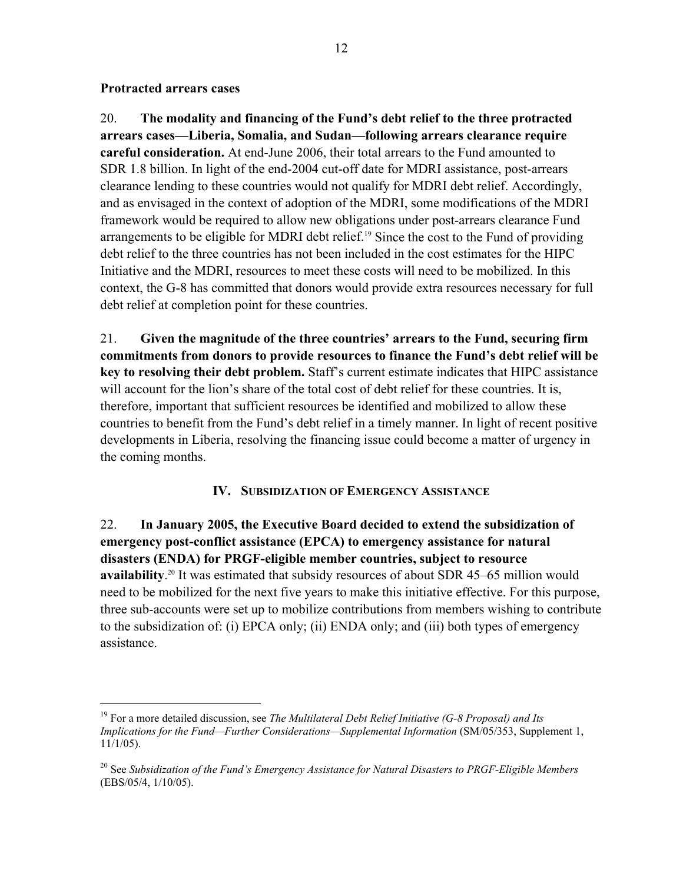**Protracted arrears cases**

20. **The modality and financing of the Fund's debt relief to the three protracted arrears cases—Liberia, Somalia, and Sudan—following arrears clearance require careful consideration.** At end-June 2006, their total arrears to the Fund amounted to SDR 1.8 billion. In light of the end-2004 cut-off date for MDRI assistance, post-arrears clearance lending to these countries would not qualify for MDRI debt relief. Accordingly, and as envisaged in the context of adoption of the MDRI, some modifications of the MDRI framework would be required to allow new obligations under post-arrears clearance Fund arrangements to be eligible for MDRI debt relief.[19] Since the cost to the Fund of providing debt relief to the three countries has not been included in the cost estimates for the HIPC Initiative and the MDRI, resources to meet these costs will need to be mobilized. In this context, the G-8 has committed that donors would provide extra resources necessary for full debt relief at completion point for these countries.

21. **Given the magnitude of the three countries' arrears to the Fund, securing firm commitments from donors to provide resources to finance the Fund's debt relief will be key to resolving their debt problem.** Staff's current estimate indicates that HIPC assistance will account for the lion's share of the total cost of debt relief for these countries. It is, therefore, important that sufficient resources be identified and mobilized to allow these countries to benefit from the Fund's debt relief in a timely manner. In light of recent positive developments in Liberia, resolving the financing issue could become a matter of urgency in the coming months.

## IV. Subsidization of Emergency Assistance

22. **In January 2005, the Executive Board decided to extend the subsidization of emergency post-conflict assistance (EPCA) to emergency assistance for natural disasters (ENDA) for PRGF-eligible member countries, subject to resource availability**.[20] It was estimated that subsidy resources of about SDR 45–65 million would need to be mobilized for the next five years to make this initiative effective. For this purpose, three sub-accounts were set up to mobilize contributions from members wishing to contribute to the subsidization of: (i) EPCA only; (ii) ENDA only; and (iii) both types of emergency assistance.

---

[19] For a more detailed discussion, see *The Multilateral Debt Relief Initiative (G-8 Proposal) and Its Implications for the Fund—Further Considerations—Supplemental Information* (SM/05/353, Supplement 1, 11/1/05).

[20] See *Subsidization of the Fund's Emergency Assistance for Natural Disasters to PRGF-Eligible Members* (EBS/05/4, 1/10/05).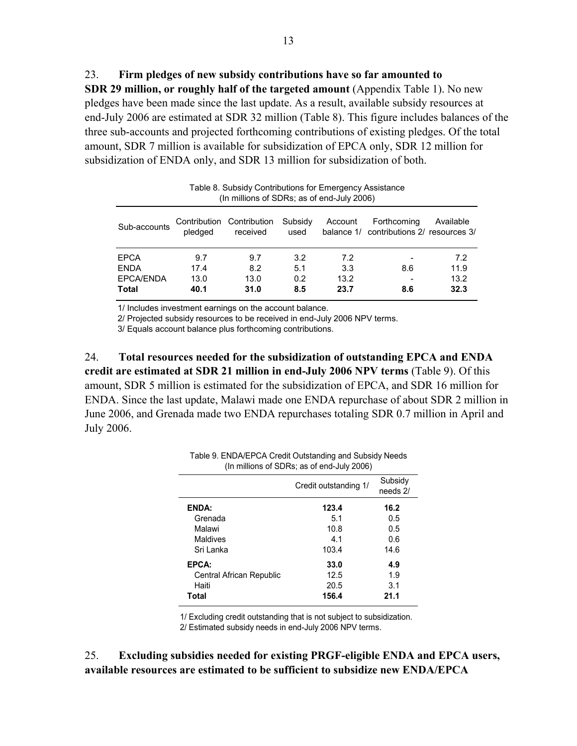23. **Firm pledges of new subsidy contributions have so far amounted to SDR 29 million, or roughly half of the targeted amount** (Appendix Table 1). No new pledges have been made since the last update. As a result, available subsidy resources at end-July 2006 are estimated at SDR 32 million (Table 8). This figure includes balances of the three sub-accounts and projected forthcoming contributions of existing pledges. Of the total amount, SDR 7 million is available for subsidization of EPCA only, SDR 12 million for subsidization of ENDA only, and SDR 13 million for subsidization of both.

Table 8. Subsidy Contributions for Emergency Assistance
(In millions of SDRs; as of end-July 2006)

| Sub-accounts | Contribution pledged | Contribution received | Subsidy used | Account balance 1/ | Forthcoming contributions 2/ | Available resources 3/ |
|---|---|---|---|---|---|---|
| EPCA | 9.7 | 9.7 | 3.2 | 7.2 | - | 7.2 |
| ENDA | 17.4 | 8.2 | 5.1 | 3.3 | 8.6 | 11.9 |
| EPCA/ENDA | 13.0 | 13.0 | 0.2 | 13.2 | - | 13.2 |
| **Total** | **40.1** | **31.0** | **8.5** | **23.7** | **8.6** | **32.3** |

1/ Includes investment earnings on the account balance.

2/ Projected subsidy resources to be received in end-July 2006 NPV terms.

3/ Equals account balance plus forthcoming contributions.

24. **Total resources needed for the subsidization of outstanding EPCA and ENDA credit are estimated at SDR 21 million in end-July 2006 NPV terms** (Table 9). Of this amount, SDR 5 million is estimated for the subsidization of EPCA, and SDR 16 million for ENDA. Since the last update, Malawi made one ENDA repurchase of about SDR 2 million in June 2006, and Grenada made two ENDA repurchases totaling SDR 0.7 million in April and July 2006.

Table 9. ENDA/EPCA Credit Outstanding and Subsidy Needs
(In millions of SDRs; as of end-July 2006)

| | Credit outstanding 1/ | Subsidy needs 2/ |
|---|---|---|
| **ENDA:** | **123.4** | **16.2** |
| Grenada | 5.1 | 0.5 |
| Malawi | 10.8 | 0.5 |
| Maldives | 4.1 | 0.6 |
| Sri Lanka | 103.4 | 14.6 |
| **EPCA:** | **33.0** | **4.9** |
| Central African Republic | 12.5 | 1.9 |
| Haiti | 20.5 | 3.1 |
| **Total** | **156.4** | **21.1** |

1/ Excluding credit outstanding that is not subject to subsidization.

2/ Estimated subsidy needs in end-July 2006 NPV terms.

25. **Excluding subsidies needed for existing PRGF-eligible ENDA and EPCA users, available resources are estimated to be sufficient to subsidize new ENDA/EPCA**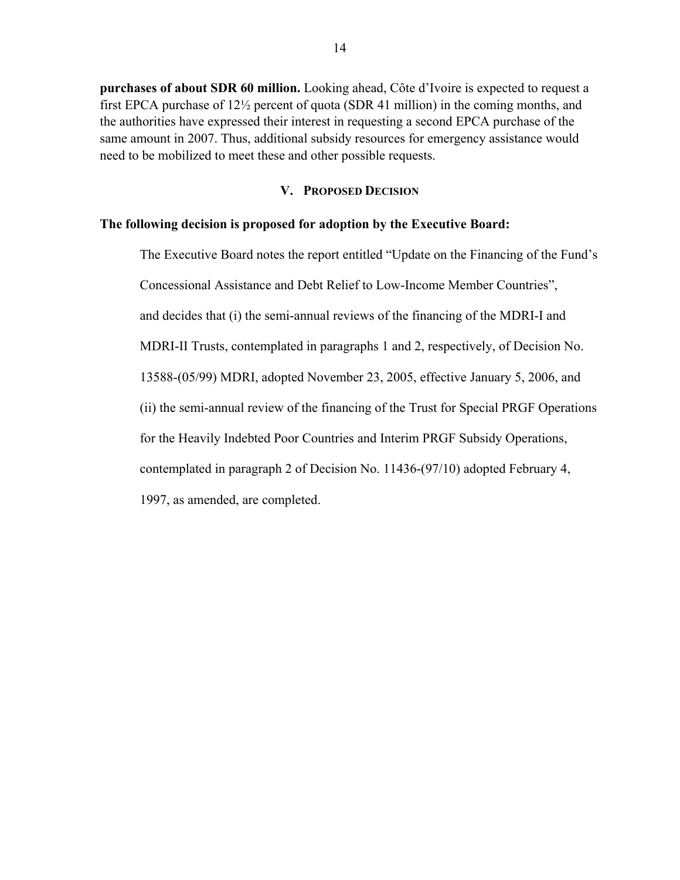**purchases of about SDR 60 million.** Looking ahead, Côte d'Ivoire is expected to request a first EPCA purchase of 12½ percent of quota (SDR 41 million) in the coming months, and the authorities have expressed their interest in requesting a second EPCA purchase of the same amount in 2007. Thus, additional subsidy resources for emergency assistance would need to be mobilized to meet these and other possible requests.

## V. Proposed Decision

**The following decision is proposed for adoption by the Executive Board:**

The Executive Board notes the report entitled "Update on the Financing of the Fund's Concessional Assistance and Debt Relief to Low-Income Member Countries", and decides that (i) the semi-annual reviews of the financing of the MDRI-I and MDRI-II Trusts, contemplated in paragraphs 1 and 2, respectively, of Decision No. 13588-(05/99) MDRI, adopted November 23, 2005, effective January 5, 2006, and (ii) the semi-annual review of the financing of the Trust for Special PRGF Operations for the Heavily Indebted Poor Countries and Interim PRGF Subsidy Operations, contemplated in paragraph 2 of Decision No. 11436-(97/10) adopted February 4, 1997, as amended, are completed.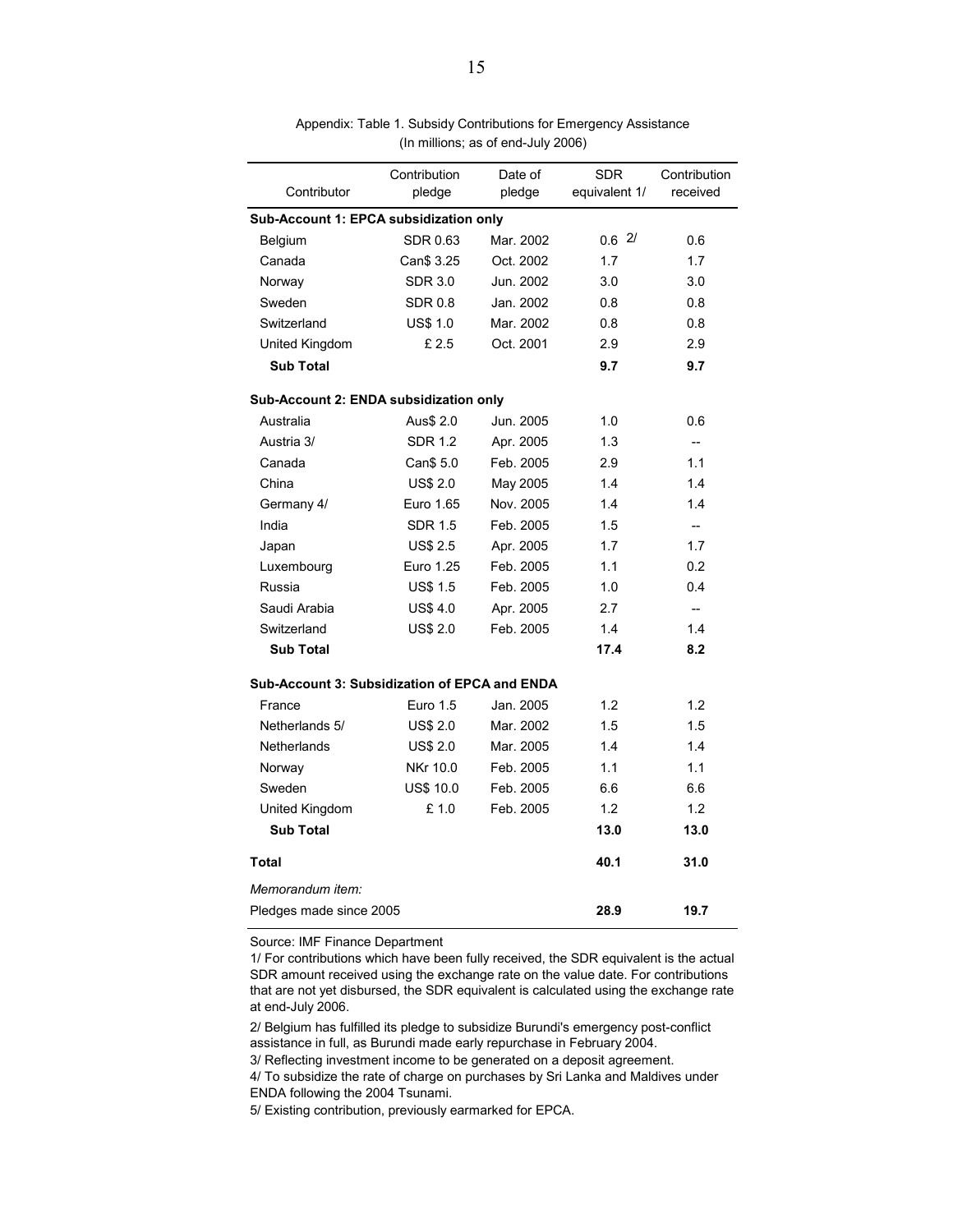Appendix: Table 1. Subsidy Contributions for Emergency Assistance
(In millions; as of end-July 2006)

| Contributor | Contribution pledge | Date of pledge | SDR equivalent 1/ | Contribution received |
|---|---|---|---|---|
| **Sub-Account 1: EPCA subsidization only** | | | | |
| Belgium | SDR 0.63 | Mar. 2002 | 0.6 2/ | 0.6 |
| Canada | Can$ 3.25 | Oct. 2002 | 1.7 | 1.7 |
| Norway | SDR 3.0 | Jun. 2002 | 3.0 | 3.0 |
| Sweden | SDR 0.8 | Jan. 2002 | 0.8 | 0.8 |
| Switzerland | US$ 1.0 | Mar. 2002 | 0.8 | 0.8 |
| United Kingdom | £ 2.5 | Oct. 2001 | 2.9 | 2.9 |
| **Sub Total** | | | **9.7** | **9.7** |
| **Sub-Account 2: ENDA subsidization only** | | | | |
| Australia | Aus$ 2.0 | Jun. 2005 | 1.0 | 0.6 |
| Austria 3/ | SDR 1.2 | Apr. 2005 | 1.3 | -- |
| Canada | Can$ 5.0 | Feb. 2005 | 2.9 | 1.1 |
| China | US$ 2.0 | May 2005 | 1.4 | 1.4 |
| Germany 4/ | Euro 1.65 | Nov. 2005 | 1.4 | 1.4 |
| India | SDR 1.5 | Feb. 2005 | 1.5 | -- |
| Japan | US$ 2.5 | Apr. 2005 | 1.7 | 1.7 |
| Luxembourg | Euro 1.25 | Feb. 2005 | 1.1 | 0.2 |
| Russia | US$ 1.5 | Feb. 2005 | 1.0 | 0.4 |
| Saudi Arabia | US$ 4.0 | Apr. 2005 | 2.7 | -- |
| Switzerland | US$ 2.0 | Feb. 2005 | 1.4 | 1.4 |
| **Sub Total** | | | **17.4** | **8.2** |
| **Sub-Account 3: Subsidization of EPCA and ENDA** | | | | |
| France | Euro 1.5 | Jan. 2005 | 1.2 | 1.2 |
| Netherlands 5/ | US$ 2.0 | Mar. 2002 | 1.5 | 1.5 |
| Netherlands | US$ 2.0 | Mar. 2005 | 1.4 | 1.4 |
| Norway | NKr 10.0 | Feb. 2005 | 1.1 | 1.1 |
| Sweden | US$ 10.0 | Feb. 2005 | 6.6 | 6.6 |
| United Kingdom | £ 1.0 | Feb. 2005 | 1.2 | 1.2 |
| **Sub Total** | | | **13.0** | **13.0** |
| **Total** | | | **40.1** | **31.0** |
| *Memorandum item:* | | | | |
| Pledges made since 2005 | | | **28.9** | **19.7** |

Source: IMF Finance Department

1/ For contributions which have been fully received, the SDR equivalent is the actual SDR amount received using the exchange rate on the value date. For contributions that are not yet disbursed, the SDR equivalent is calculated using the exchange rate at end-July 2006.

2/ Belgium has fulfilled its pledge to subsidize Burundi's emergency post-conflict assistance in full, as Burundi made early repurchase in February 2004.

3/ Reflecting investment income to be generated on a deposit agreement.

4/ To subsidize the rate of charge on purchases by Sri Lanka and Maldives under ENDA following the 2004 Tsunami.

5/ Existing contribution, previously earmarked for EPCA.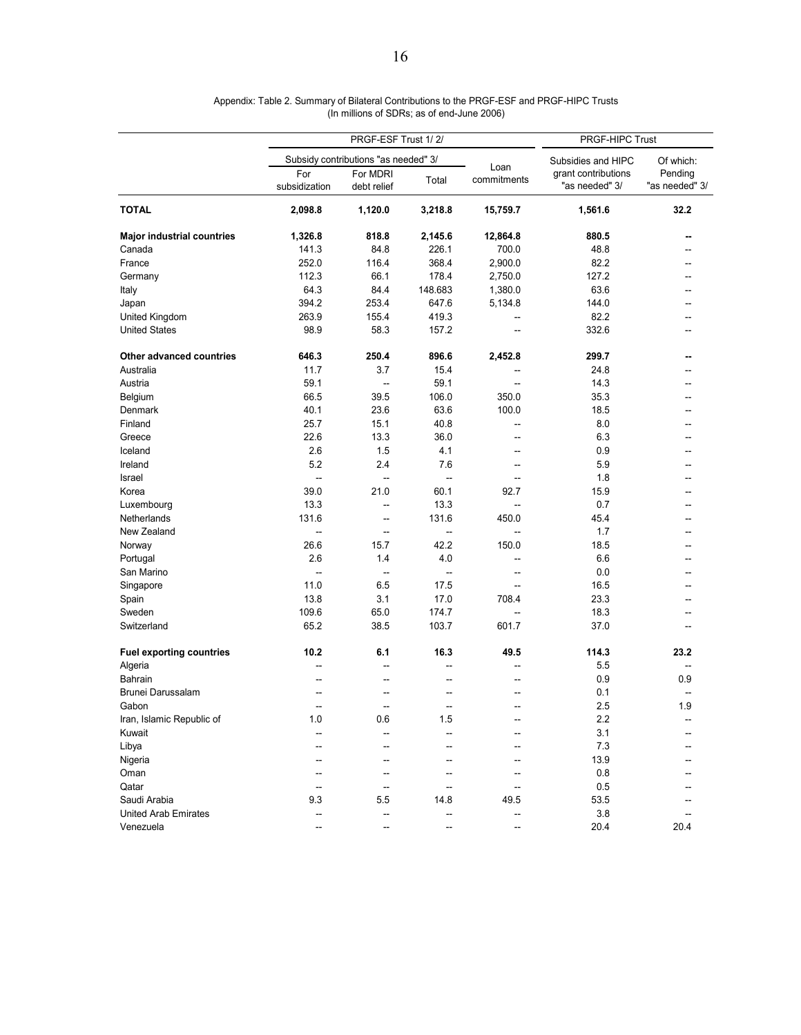Appendix: Table 2. Summary of Bilateral Contributions to the PRGF-ESF and PRGF-HIPC Trusts
(In millions of SDRs; as of end-June 2006)

| | PRGF-ESF Trust 1/ 2/ | | | | PRGF-HIPC Trust | |
|---|---|---|---|---|---|---|
| | Subsidy contributions "as needed" 3/ | | | Loan commitments | Subsidies and HIPC grant contributions "as needed" 3/ | Of which: Pending "as needed" 3/ |
| | For subsidization | For MDRI debt relief | Total | | | |
| **TOTAL** | **2,098.8** | **1,120.0** | **3,218.8** | **15,759.7** | **1,561.6** | **32.2** |
| **Major industrial countries** | **1,326.8** | **818.8** | **2,145.6** | **12,864.8** | **880.5** | **--** |
| Canada | 141.3 | 84.8 | 226.1 | 700.0 | 48.8 | -- |
| France | 252.0 | 116.4 | 368.4 | 2,900.0 | 82.2 | -- |
| Germany | 112.3 | 66.1 | 178.4 | 2,750.0 | 127.2 | -- |
| Italy | 64.3 | 84.4 | 148.683 | 1,380.0 | 63.6 | -- |
| Japan | 394.2 | 253.4 | 647.6 | 5,134.8 | 144.0 | -- |
| United Kingdom | 263.9 | 155.4 | 419.3 | -- | 82.2 | -- |
| United States | 98.9 | 58.3 | 157.2 | -- | 332.6 | -- |
| **Other advanced countries** | **646.3** | **250.4** | **896.6** | **2,452.8** | **299.7** | **--** |
| Australia | 11.7 | 3.7 | 15.4 | -- | 24.8 | -- |
| Austria | 59.1 | -- | 59.1 | -- | 14.3 | -- |
| Belgium | 66.5 | 39.5 | 106.0 | 350.0 | 35.3 | -- |
| Denmark | 40.1 | 23.6 | 63.6 | 100.0 | 18.5 | -- |
| Finland | 25.7 | 15.1 | 40.8 | -- | 8.0 | -- |
| Greece | 22.6 | 13.3 | 36.0 | -- | 6.3 | -- |
| Iceland | 2.6 | 1.5 | 4.1 | -- | 0.9 | -- |
| Ireland | 5.2 | 2.4 | 7.6 | -- | 5.9 | -- |
| Israel | -- | -- | -- | -- | 1.8 | -- |
| Korea | 39.0 | 21.0 | 60.1 | 92.7 | 15.9 | -- |
| Luxembourg | 13.3 | -- | 13.3 | -- | 0.7 | -- |
| Netherlands | 131.6 | -- | 131.6 | 450.0 | 45.4 | -- |
| New Zealand | -- | -- | -- | -- | 1.7 | -- |
| Norway | 26.6 | 15.7 | 42.2 | 150.0 | 18.5 | -- |
| Portugal | 2.6 | 1.4 | 4.0 | -- | 6.6 | -- |
| San Marino | -- | -- | -- | -- | 0.0 | -- |
| Singapore | 11.0 | 6.5 | 17.5 | -- | 16.5 | -- |
| Spain | 13.8 | 3.1 | 17.0 | 708.4 | 23.3 | -- |
| Sweden | 109.6 | 65.0 | 174.7 | -- | 18.3 | -- |
| Switzerland | 65.2 | 38.5 | 103.7 | 601.7 | 37.0 | -- |
| **Fuel exporting countries** | **10.2** | **6.1** | **16.3** | **49.5** | **114.3** | **23.2** |
| Algeria | -- | -- | -- | -- | 5.5 | -- |
| Bahrain | -- | -- | -- | -- | 0.9 | 0.9 |
| Brunei Darussalam | -- | -- | -- | -- | 0.1 | -- |
| Gabon | -- | -- | -- | -- | 2.5 | 1.9 |
| Iran, Islamic Republic of | 1.0 | 0.6 | 1.5 | -- | 2.2 | -- |
| Kuwait | -- | -- | -- | -- | 3.1 | -- |
| Libya | -- | -- | -- | -- | 7.3 | -- |
| Nigeria | -- | -- | -- | -- | 13.9 | -- |
| Oman | -- | -- | -- | -- | 0.8 | -- |
| Qatar | -- | -- | -- | -- | 0.5 | -- |
| Saudi Arabia | 9.3 | 5.5 | 14.8 | 49.5 | 53.5 | -- |
| United Arab Emirates | -- | -- | -- | -- | 3.8 | -- |
| Venezuela | -- | -- | -- | -- | 20.4 | 20.4 |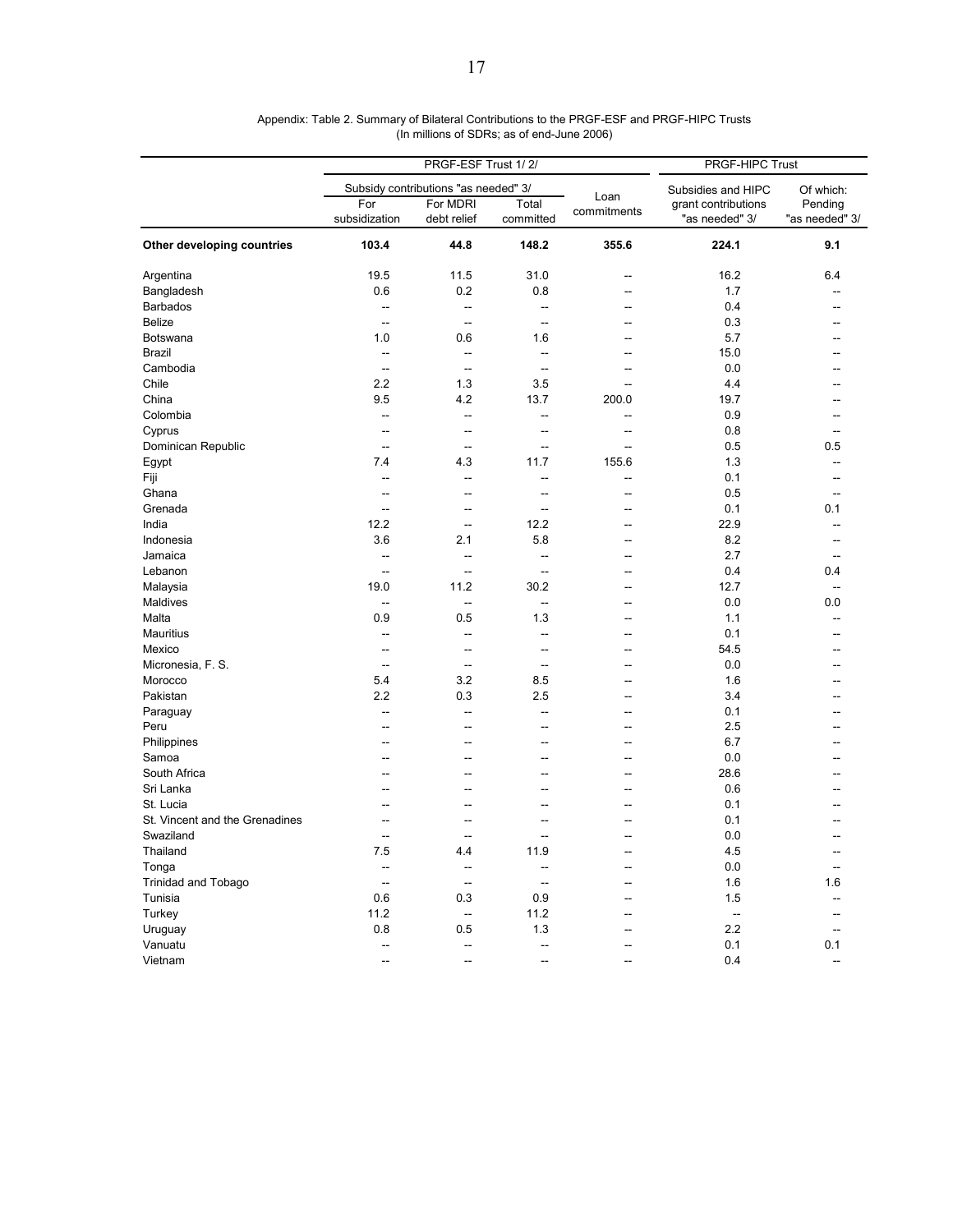Appendix: Table 2. Summary of Bilateral Contributions to the PRGF-ESF and PRGF-HIPC Trusts
(In millions of SDRs; as of end-June 2006)

| | PRGF-ESF Trust 1/ 2/ | | | | PRGF-HIPC Trust | |
|---|---|---|---|---|---|---|
| | Subsidy contributions "as needed" 3/ | | | Loan commitments | Subsidies and HIPC grant contributions "as needed" 3/ | Of which: Pending "as needed" 3/ |
| | For subsidization | For MDRI debt relief | Total committed | | | |
| **Other developing countries** | **103.4** | **44.8** | **148.2** | **355.6** | **224.1** | **9.1** |
| Argentina | 19.5 | 11.5 | 31.0 | -- | 16.2 | 6.4 |
| Bangladesh | 0.6 | 0.2 | 0.8 | -- | 1.7 | -- |
| Barbados | -- | -- | -- | -- | 0.4 | -- |
| Belize | -- | -- | -- | -- | 0.3 | -- |
| Botswana | 1.0 | 0.6 | 1.6 | -- | 5.7 | -- |
| Brazil | -- | -- | -- | -- | 15.0 | -- |
| Cambodia | -- | -- | -- | -- | 0.0 | -- |
| Chile | 2.2 | 1.3 | 3.5 | -- | 4.4 | -- |
| China | 9.5 | 4.2 | 13.7 | 200.0 | 19.7 | -- |
| Colombia | -- | -- | -- | -- | 0.9 | -- |
| Cyprus | -- | -- | -- | -- | 0.8 | -- |
| Dominican Republic | -- | -- | -- | -- | 0.5 | 0.5 |
| Egypt | 7.4 | 4.3 | 11.7 | 155.6 | 1.3 | -- |
| Fiji | -- | -- | -- | -- | 0.1 | -- |
| Ghana | -- | -- | -- | -- | 0.5 | -- |
| Grenada | -- | -- | -- | -- | 0.1 | 0.1 |
| India | 12.2 | -- | 12.2 | -- | 22.9 | -- |
| Indonesia | 3.6 | 2.1 | 5.8 | -- | 8.2 | -- |
| Jamaica | -- | -- | -- | -- | 2.7 | -- |
| Lebanon | -- | -- | -- | -- | 0.4 | 0.4 |
| Malaysia | 19.0 | 11.2 | 30.2 | -- | 12.7 | -- |
| Maldives | -- | -- | -- | -- | 0.0 | 0.0 |
| Malta | 0.9 | 0.5 | 1.3 | -- | 1.1 | -- |
| Mauritius | -- | -- | -- | -- | 0.1 | -- |
| Mexico | -- | -- | -- | -- | 54.5 | -- |
| Micronesia, F. S. | -- | -- | -- | -- | 0.0 | -- |
| Morocco | 5.4 | 3.2 | 8.5 | -- | 1.6 | -- |
| Pakistan | 2.2 | 0.3 | 2.5 | -- | 3.4 | -- |
| Paraguay | -- | -- | -- | -- | 0.1 | -- |
| Peru | -- | -- | -- | -- | 2.5 | -- |
| Philippines | -- | -- | -- | -- | 6.7 | -- |
| Samoa | -- | -- | -- | -- | 0.0 | -- |
| South Africa | -- | -- | -- | -- | 28.6 | -- |
| Sri Lanka | -- | -- | -- | -- | 0.6 | -- |
| St. Lucia | -- | -- | -- | -- | 0.1 | -- |
| St. Vincent and the Grenadines | -- | -- | -- | -- | 0.1 | -- |
| Swaziland | -- | -- | -- | -- | 0.0 | -- |
| Thailand | 7.5 | 4.4 | 11.9 | -- | 4.5 | -- |
| Tonga | -- | -- | -- | -- | 0.0 | -- |
| Trinidad and Tobago | -- | -- | -- | -- | 1.6 | 1.6 |
| Tunisia | 0.6 | 0.3 | 0.9 | -- | 1.5 | -- |
| Turkey | 11.2 | -- | 11.2 | -- | -- | -- |
| Uruguay | 0.8 | 0.5 | 1.3 | -- | 2.2 | -- |
| Vanuatu | -- | -- | -- | -- | 0.1 | 0.1 |
| Vietnam | -- | -- | -- | -- | 0.4 | -- |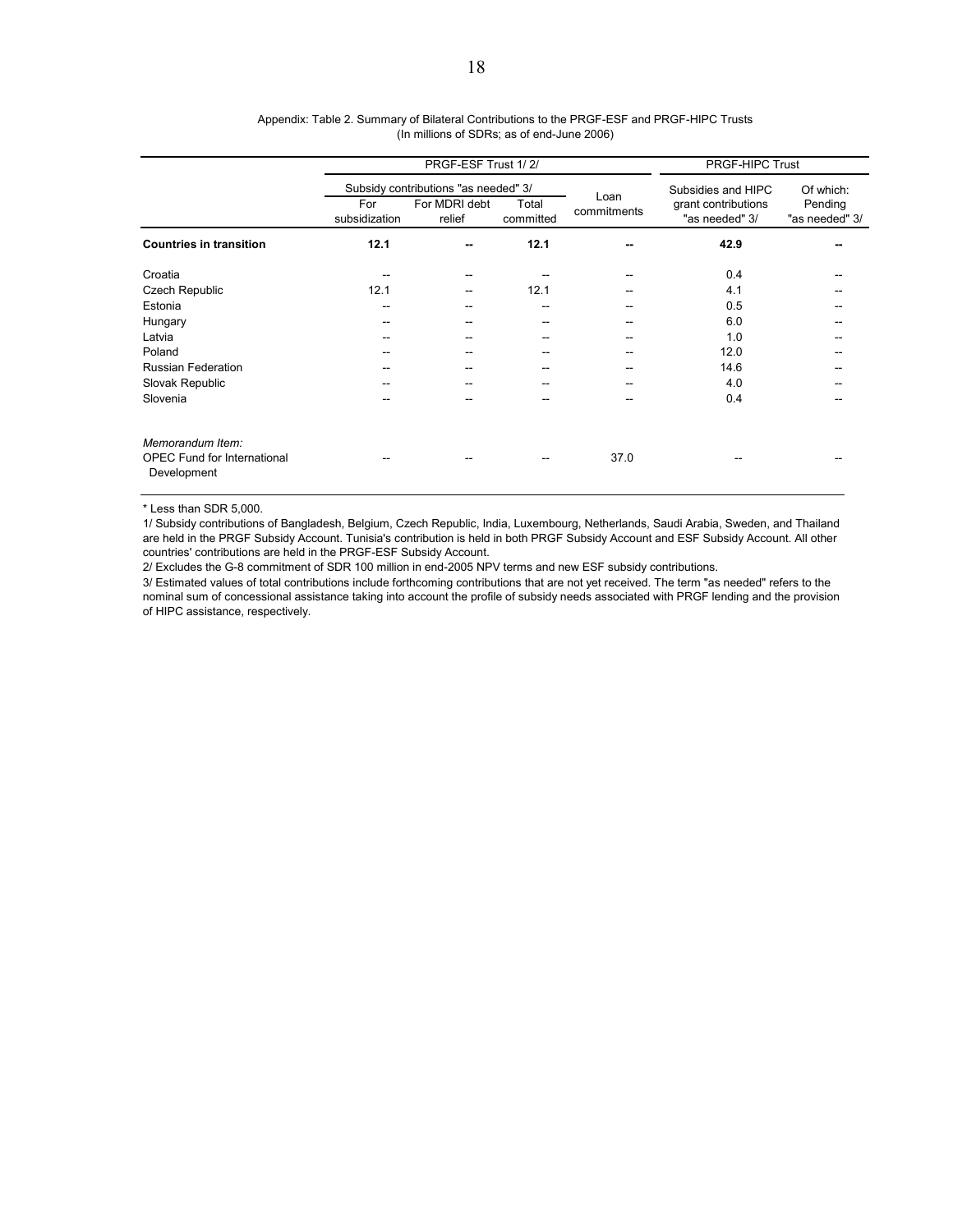Appendix: Table 2. Summary of Bilateral Contributions to the PRGF-ESF and PRGF-HIPC Trusts
(In millions of SDRs; as of end-June 2006)

| | PRGF-ESF Trust 1/ 2/ | | | | PRGF-HIPC Trust | |
|---|---|---|---|---|---|---|
| | Subsidy contributions "as needed" 3/ | | | Loan commitments | Subsidies and HIPC grant contributions "as needed" 3/ | Of which: Pending "as needed" 3/ |
| | For subsidization | For MDRI debt relief | Total committed | | | |
| **Countries in transition** | **12.1** | **--** | **12.1** | **--** | **42.9** | **--** |
| Croatia | -- | -- | -- | -- | 0.4 | -- |
| Czech Republic | 12.1 | -- | 12.1 | -- | 4.1 | -- |
| Estonia | -- | -- | -- | -- | 0.5 | -- |
| Hungary | -- | -- | -- | -- | 6.0 | -- |
| Latvia | -- | -- | -- | -- | 1.0 | -- |
| Poland | -- | -- | -- | -- | 12.0 | -- |
| Russian Federation | -- | -- | -- | -- | 14.6 | -- |
| Slovak Republic | -- | -- | -- | -- | 4.0 | -- |
| Slovenia | -- | -- | -- | -- | 0.4 | -- |
| *Memorandum Item:* | | | | | | |
| OPEC Fund for International Development | -- | -- | -- | 37.0 | -- | -- |

\* Less than SDR 5,000.

1/ Subsidy contributions of Bangladesh, Belgium, Czech Republic, India, Luxembourg, Netherlands, Saudi Arabia, Sweden, and Thailand are held in the PRGF Subsidy Account. Tunisia's contribution is held in both PRGF Subsidy Account and ESF Subsidy Account. All other countries' contributions are held in the PRGF-ESF Subsidy Account.

2/ Excludes the G-8 commitment of SDR 100 million in end-2005 NPV terms and new ESF subsidy contributions.

3/ Estimated values of total contributions include forthcoming contributions that are not yet received. The term "as needed" refers to the nominal sum of concessional assistance taking into account the profile of subsidy needs associated with PRGF lending and the provision of HIPC assistance, respectively.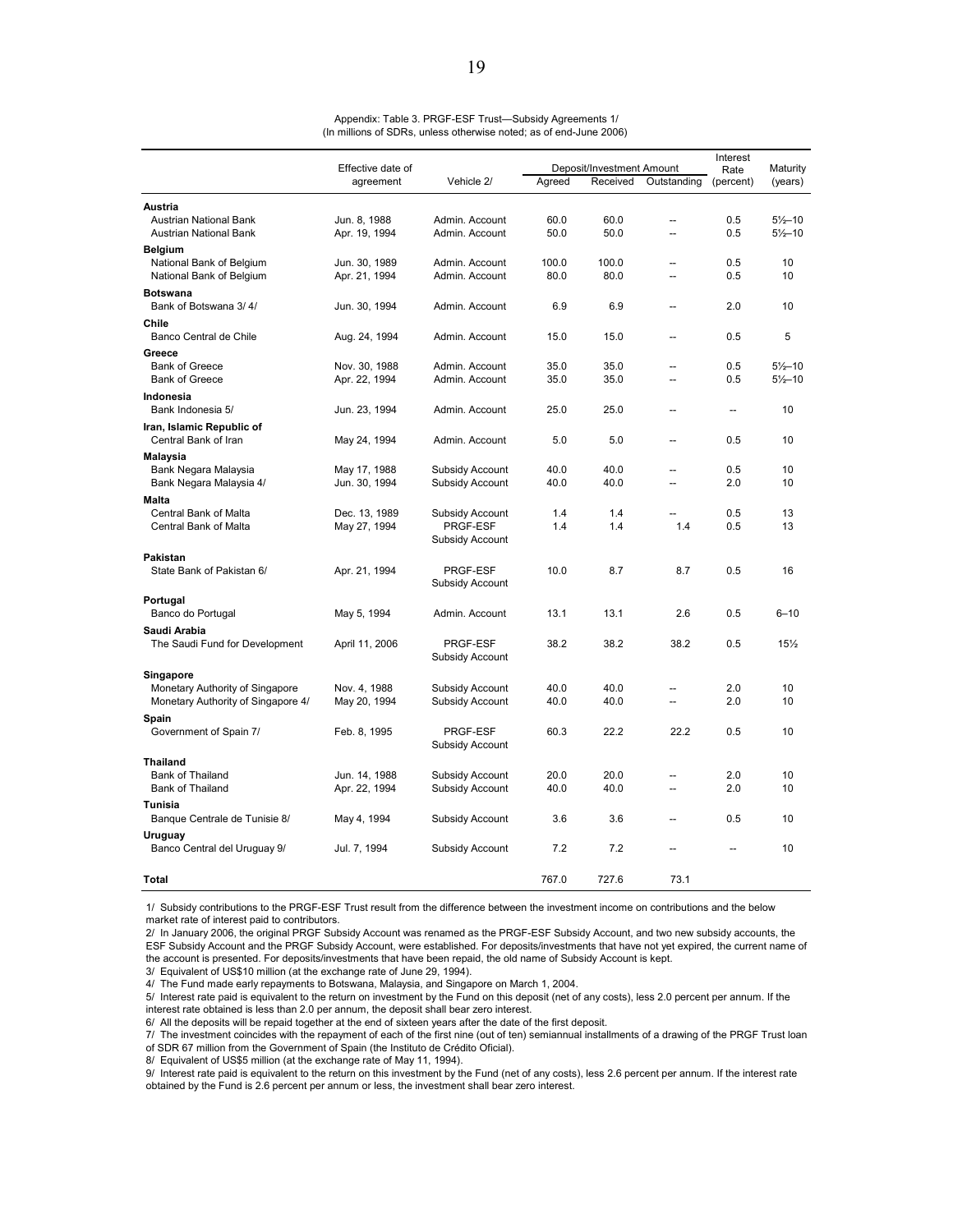Appendix: Table 3. PRGF-ESF Trust—Subsidy Agreements 1/
(In millions of SDRs, unless otherwise noted; as of end-June 2006)

| | Effective date of agreement | Vehicle 2/ | Deposit/Investment Amount | | | Interest Rate (percent) | Maturity (years) |
|---|---|---|---|---|---|---|---|
| | | | Agreed | Received | Outstanding | | |
| **Austria** | | | | | | | |
| Austrian National Bank | Jun. 8, 1988 | Admin. Account | 60.0 | 60.0 | -- | 0.5 | 5½–10 |
| Austrian National Bank | Apr. 19, 1994 | Admin. Account | 50.0 | 50.0 | -- | 0.5 | 5½–10 |
| **Belgium** | | | | | | | |
| National Bank of Belgium | Jun. 30, 1989 | Admin. Account | 100.0 | 100.0 | -- | 0.5 | 10 |
| National Bank of Belgium | Apr. 21, 1994 | Admin. Account | 80.0 | 80.0 | -- | 0.5 | 10 |
| **Botswana** | | | | | | | |
| Bank of Botswana 3/ 4/ | Jun. 30, 1994 | Admin. Account | 6.9 | 6.9 | -- | 2.0 | 10 |
| **Chile** | | | | | | | |
| Banco Central de Chile | Aug. 24, 1994 | Admin. Account | 15.0 | 15.0 | -- | 0.5 | 5 |
| **Greece** | | | | | | | |
| Bank of Greece | Nov. 30, 1988 | Admin. Account | 35.0 | 35.0 | -- | 0.5 | 5½–10 |
| Bank of Greece | Apr. 22, 1994 | Admin. Account | 35.0 | 35.0 | -- | 0.5 | 5½–10 |
| **Indonesia** | | | | | | | |
| Bank Indonesia 5/ | Jun. 23, 1994 | Admin. Account | 25.0 | 25.0 | -- | -- | 10 |
| **Iran, Islamic Republic of** | | | | | | | |
| Central Bank of Iran | May 24, 1994 | Admin. Account | 5.0 | 5.0 | -- | 0.5 | 10 |
| **Malaysia** | | | | | | | |
| Bank Negara Malaysia | May 17, 1988 | Subsidy Account | 40.0 | 40.0 | -- | 0.5 | 10 |
| Bank Negara Malaysia 4/ | Jun. 30, 1994 | Subsidy Account | 40.0 | 40.0 | -- | 2.0 | 10 |
| **Malta** | | | | | | | |
| Central Bank of Malta | Dec. 13, 1989 | Subsidy Account | 1.4 | 1.4 | -- | 0.5 | 13 |
| Central Bank of Malta | May 27, 1994 | PRGF-ESF Subsidy Account | 1.4 | 1.4 | 1.4 | 0.5 | 13 |
| **Pakistan** | | | | | | | |
| State Bank of Pakistan 6/ | Apr. 21, 1994 | PRGF-ESF Subsidy Account | 10.0 | 8.7 | 8.7 | 0.5 | 16 |
| **Portugal** | | | | | | | |
| Banco do Portugal | May 5, 1994 | Admin. Account | 13.1 | 13.1 | 2.6 | 0.5 | 6–10 |
| **Saudi Arabia** | | | | | | | |
| The Saudi Fund for Development | April 11, 2006 | PRGF-ESF Subsidy Account | 38.2 | 38.2 | 38.2 | 0.5 | 15½ |
| **Singapore** | | | | | | | |
| Monetary Authority of Singapore | Nov. 4, 1988 | Subsidy Account | 40.0 | 40.0 | -- | 2.0 | 10 |
| Monetary Authority of Singapore 4/ | May 20, 1994 | Subsidy Account | 40.0 | 40.0 | -- | 2.0 | 10 |
| **Spain** | | | | | | | |
| Government of Spain 7/ | Feb. 8, 1995 | PRGF-ESF Subsidy Account | 60.3 | 22.2 | 22.2 | 0.5 | 10 |
| **Thailand** | | | | | | | |
| Bank of Thailand | Jun. 14, 1988 | Subsidy Account | 20.0 | 20.0 | -- | 2.0 | 10 |
| Bank of Thailand | Apr. 22, 1994 | Subsidy Account | 40.0 | 40.0 | -- | 2.0 | 10 |
| **Tunisia** | | | | | | | |
| Banque Centrale de Tunisie 8/ | May 4, 1994 | Subsidy Account | 3.6 | 3.6 | -- | 0.5 | 10 |
| **Uruguay** | | | | | | | |
| Banco Central del Uruguay 9/ | Jul. 7, 1994 | Subsidy Account | 7.2 | 7.2 | -- | -- | 10 |
| **Total** | | | 767.0 | 727.6 | 73.1 | | |

1/ Subsidy contributions to the PRGF-ESF Trust result from the difference between the investment income on contributions and the below market rate of interest paid to contributors.
2/ In January 2006, the original PRGF Subsidy Account was renamed as the PRGF-ESF Subsidy Account, and two new subsidy accounts, the ESF Subsidy Account and the PRGF Subsidy Account, were established. For deposits/investments that have not yet expired, the current name of the account is presented. For deposits/investments that have been repaid, the old name of Subsidy Account is kept.
3/ Equivalent of US$10 million (at the exchange rate of June 29, 1994).
4/ The Fund made early repayments to Botswana, Malaysia, and Singapore on March 1, 2004.
5/ Interest rate paid is equivalent to the return on investment by the Fund on this deposit (net of any costs), less 2.0 percent per annum. If the interest rate obtained is less than 2.0 per annum, the deposit shall bear zero interest.
6/ All the deposits will be repaid together at the end of sixteen years after the date of the first deposit.
7/ The investment coincides with the repayment of each of the first nine (out of ten) semiannual installments of a drawing of the PRGF Trust loan of SDR 67 million from the Government of Spain (the Instituto de Crédito Oficial).
8/ Equivalent of US$5 million (at the exchange rate of May 11, 1994).
9/ Interest rate paid is equivalent to the return on this investment by the Fund (net of any costs), less 2.6 percent per annum. If the interest rate obtained by the Fund is 2.6 percent per annum or less, the investment shall bear zero interest.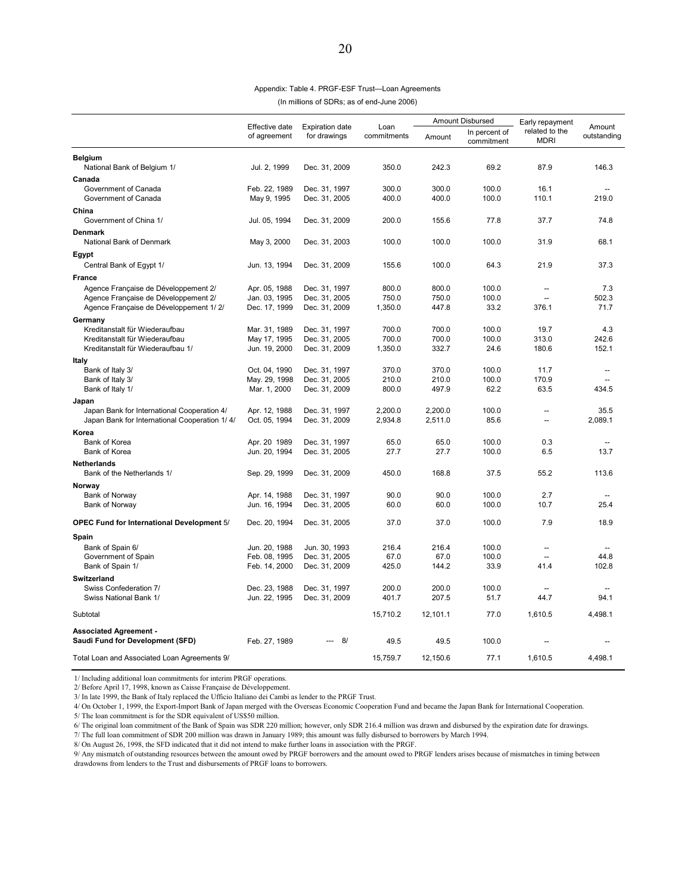Appendix: Table 4. PRGF-ESF Trust—Loan Agreements

(In millions of SDRs; as of end-June 2006)

| | Effective date of agreement | Expiration date for drawings | Loan commitments | Amount Disbursed | | Early repayment related to the MDRI | Amount outstanding |
|---|---|---|---|---|---|---|---|
| | | | | Amount | In percent of commitment | | |
| **Belgium** | | | | | | | |
| National Bank of Belgium 1/ | Jul. 2, 1999 | Dec. 31, 2009 | 350.0 | 242.3 | 69.2 | 87.9 | 146.3 |
| **Canada** | | | | | | | |
| Government of Canada | Feb. 22, 1989 | Dec. 31, 1997 | 300.0 | 300.0 | 100.0 | 16.1 | -- |
| Government of Canada | May 9, 1995 | Dec. 31, 2005 | 400.0 | 400.0 | 100.0 | 110.1 | 219.0 |
| **China** | | | | | | | |
| Government of China 1/ | Jul. 05, 1994 | Dec. 31, 2009 | 200.0 | 155.6 | 77.8 | 37.7 | 74.8 |
| **Denmark** | | | | | | | |
| National Bank of Denmark | May 3, 2000 | Dec. 31, 2003 | 100.0 | 100.0 | 100.0 | 31.9 | 68.1 |
| **Egypt** | | | | | | | |
| Central Bank of Egypt 1/ | Jun. 13, 1994 | Dec. 31, 2009 | 155.6 | 100.0 | 64.3 | 21.9 | 37.3 |
| **France** | | | | | | | |
| Agence Française de Développement 2/ | Apr. 05, 1988 | Dec. 31, 1997 | 800.0 | 800.0 | 100.0 | -- | 7.3 |
| Agence Française de Développement 2/ | Jan. 03, 1995 | Dec. 31, 2005 | 750.0 | 750.0 | 100.0 | -- | 502.3 |
| Agence Française de Développement 1/ 2/ | Dec. 17, 1999 | Dec. 31, 2009 | 1,350.0 | 447.8 | 33.2 | 376.1 | 71.7 |
| **Germany** | | | | | | | |
| Kreditanstalt für Wiederaufbau | Mar. 31, 1989 | Dec. 31, 1997 | 700.0 | 700.0 | 100.0 | 19.7 | 4.3 |
| Kreditanstalt für Wiederaufbau | May 17, 1995 | Dec. 31, 2005 | 700.0 | 700.0 | 100.0 | 313.0 | 242.6 |
| Kreditanstalt für Wiederaufbau 1/ | Jun. 19, 2000 | Dec. 31, 2009 | 1,350.0 | 332.7 | 24.6 | 180.6 | 152.1 |
| **Italy** | | | | | | | |
| Bank of Italy 3/ | Oct. 04, 1990 | Dec. 31, 1997 | 370.0 | 370.0 | 100.0 | 11.7 | -- |
| Bank of Italy 3/ | May. 29, 1998 | Dec. 31, 2005 | 210.0 | 210.0 | 100.0 | 170.9 | -- |
| Bank of Italy 1/ | Mar. 1, 2000 | Dec. 31, 2009 | 800.0 | 497.9 | 62.2 | 63.5 | 434.5 |
| **Japan** | | | | | | | |
| Japan Bank for International Cooperation 4/ | Apr. 12, 1988 | Dec. 31, 1997 | 2,200.0 | 2,200.0 | 100.0 | -- | 35.5 |
| Japan Bank for International Cooperation 1/ 4/ | Oct. 05, 1994 | Dec. 31, 2009 | 2,934.8 | 2,511.0 | 85.6 | -- | 2,089.1 |
| **Korea** | | | | | | | |
| Bank of Korea | Apr. 20 1989 | Dec. 31, 1997 | 65.0 | 65.0 | 100.0 | 0.3 | -- |
| Bank of Korea | Jun. 20, 1994 | Dec. 31, 2005 | 27.7 | 27.7 | 100.0 | 6.5 | 13.7 |
| **Netherlands** | | | | | | | |
| Bank of the Netherlands 1/ | Sep. 29, 1999 | Dec. 31, 2009 | 450.0 | 168.8 | 37.5 | 55.2 | 113.6 |
| **Norway** | | | | | | | |
| Bank of Norway | Apr. 14, 1988 | Dec. 31, 1997 | 90.0 | 90.0 | 100.0 | 2.7 | -- |
| Bank of Norway | Jun. 16, 1994 | Dec. 31, 2005 | 60.0 | 60.0 | 100.0 | 10.7 | 25.4 |
| **OPEC Fund for International Development** 5/ | Dec. 20, 1994 | Dec. 31, 2005 | 37.0 | 37.0 | 100.0 | 7.9 | 18.9 |
| **Spain** | | | | | | | |
| Bank of Spain 6/ | Jun. 20, 1988 | Jun. 30, 1993 | 216.4 | 216.4 | 100.0 | -- | -- |
| Government of Spain | Feb. 08, 1995 | Dec. 31, 2005 | 67.0 | 67.0 | 100.0 | -- | 44.8 |
| Bank of Spain 1/ | Feb. 14, 2000 | Dec. 31, 2009 | 425.0 | 144.2 | 33.9 | 41.4 | 102.8 |
| **Switzerland** | | | | | | | |
| Swiss Confederation 7/ | Dec. 23, 1988 | Dec. 31, 1997 | 200.0 | 200.0 | 100.0 | -- | -- |
| Swiss National Bank 1/ | Jun. 22, 1995 | Dec. 31, 2009 | 401.7 | 207.5 | 51.7 | 44.7 | 94.1 |
| Subtotal | | | 15,710.2 | 12,101.1 | 77.0 | 1,610.5 | 4,498.1 |
| **Associated Agreement - Saudi Fund for Development (SFD)** | Feb. 27, 1989 | --- 8/ | 49.5 | 49.5 | 100.0 | -- | -- |
| Total Loan and Associated Loan Agreements 9/ | | | 15,759.7 | 12,150.6 | 77.1 | 1,610.5 | 4,498.1 |

1/ Including additional loan commitments for interim PRGF operations.

2/ Before April 17, 1998, known as Caisse Française de Développement.

3/ In late 1999, the Bank of Italy replaced the Ufficio Italiano dei Cambi as lender to the PRGF Trust.

4/ On October 1, 1999, the Export-Import Bank of Japan merged with the Overseas Economic Cooperation Fund and became the Japan Bank for International Cooperation.

5/ The loan commitment is for the SDR equivalent of US$50 million.

6/ The original loan commitment of the Bank of Spain was SDR 220 million; however, only SDR 216.4 million was drawn and disbursed by the expiration date for drawings.

7/ The full loan commitment of SDR 200 million was drawn in January 1989; this amount was fully disbursed to borrowers by March 1994.

8/ On August 26, 1998, the SFD indicated that it did not intend to make further loans in association with the PRGF.

9/ Any mismatch of outstanding resources between the amount owed by PRGF borrowers and the amount owed to PRGF lenders arises because of mismatches in timing between drawdowns from lenders to the Trust and disbursements of PRGF loans to borrowers.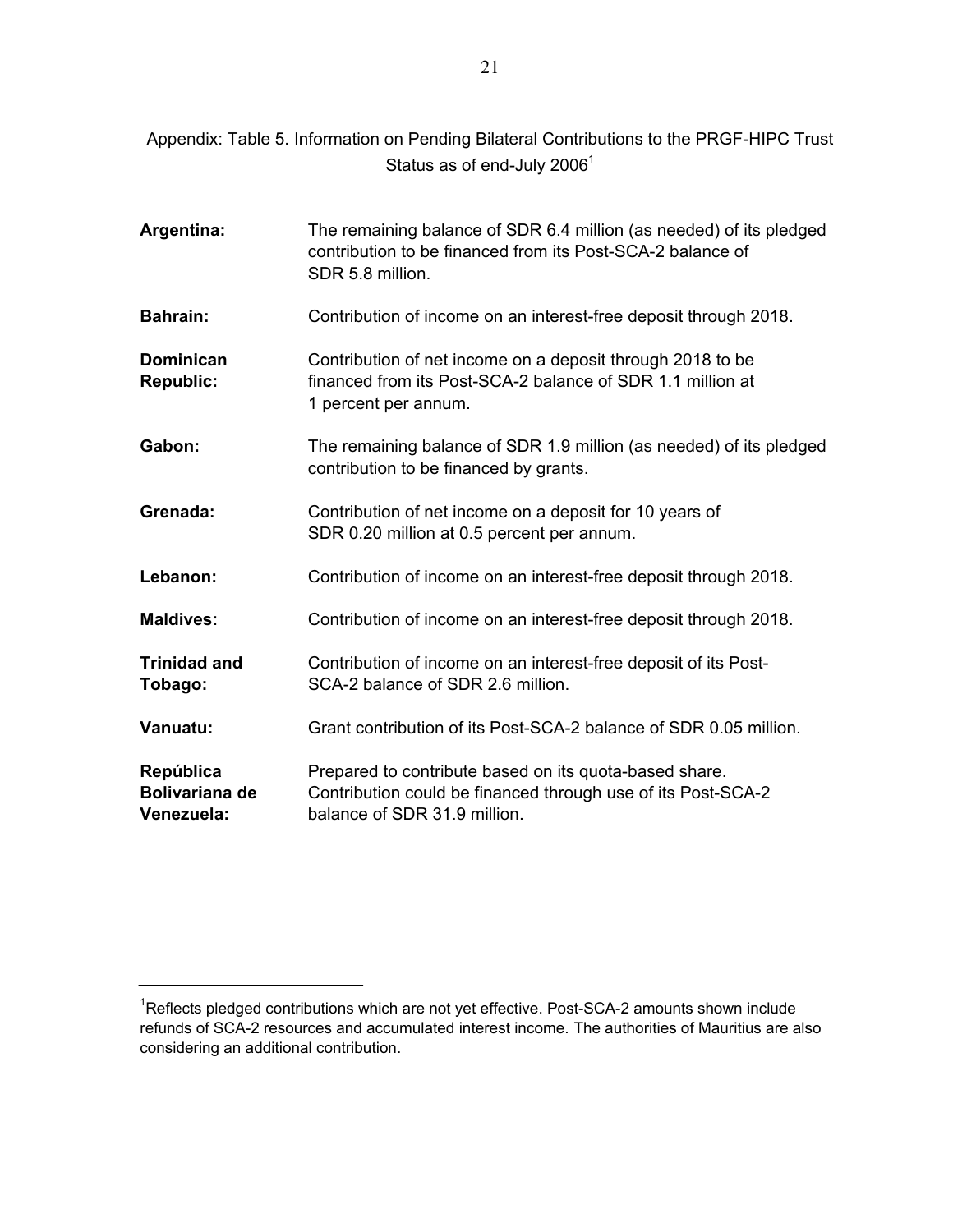Appendix: Table 5. Information on Pending Bilateral Contributions to the PRGF-HIPC Trust Status as of end-July 2006[1]

| | |
|---|---|
| **Argentina:** | The remaining balance of SDR 6.4 million (as needed) of its pledged contribution to be financed from its Post-SCA-2 balance of SDR 5.8 million. |
| **Bahrain:** | Contribution of income on an interest-free deposit through 2018. |
| **Dominican Republic:** | Contribution of net income on a deposit through 2018 to be financed from its Post-SCA-2 balance of SDR 1.1 million at 1 percent per annum. |
| **Gabon:** | The remaining balance of SDR 1.9 million (as needed) of its pledged contribution to be financed by grants. |
| **Grenada:** | Contribution of net income on a deposit for 10 years of SDR 0.20 million at 0.5 percent per annum. |
| **Lebanon:** | Contribution of income on an interest-free deposit through 2018. |
| **Maldives:** | Contribution of income on an interest-free deposit through 2018. |
| **Trinidad and Tobago:** | Contribution of income on an interest-free deposit of its Post-SCA-2 balance of SDR 2.6 million. |
| **Vanuatu:** | Grant contribution of its Post-SCA-2 balance of SDR 0.05 million. |
| **República Bolivariana de Venezuela:** | Prepared to contribute based on its quota-based share. Contribution could be financed through use of its Post-SCA-2 balance of SDR 31.9 million. |

[1]Reflects pledged contributions which are not yet effective. Post-SCA-2 amounts shown include refunds of SCA-2 resources and accumulated interest income. The authorities of Mauritius are also considering an additional contribution.